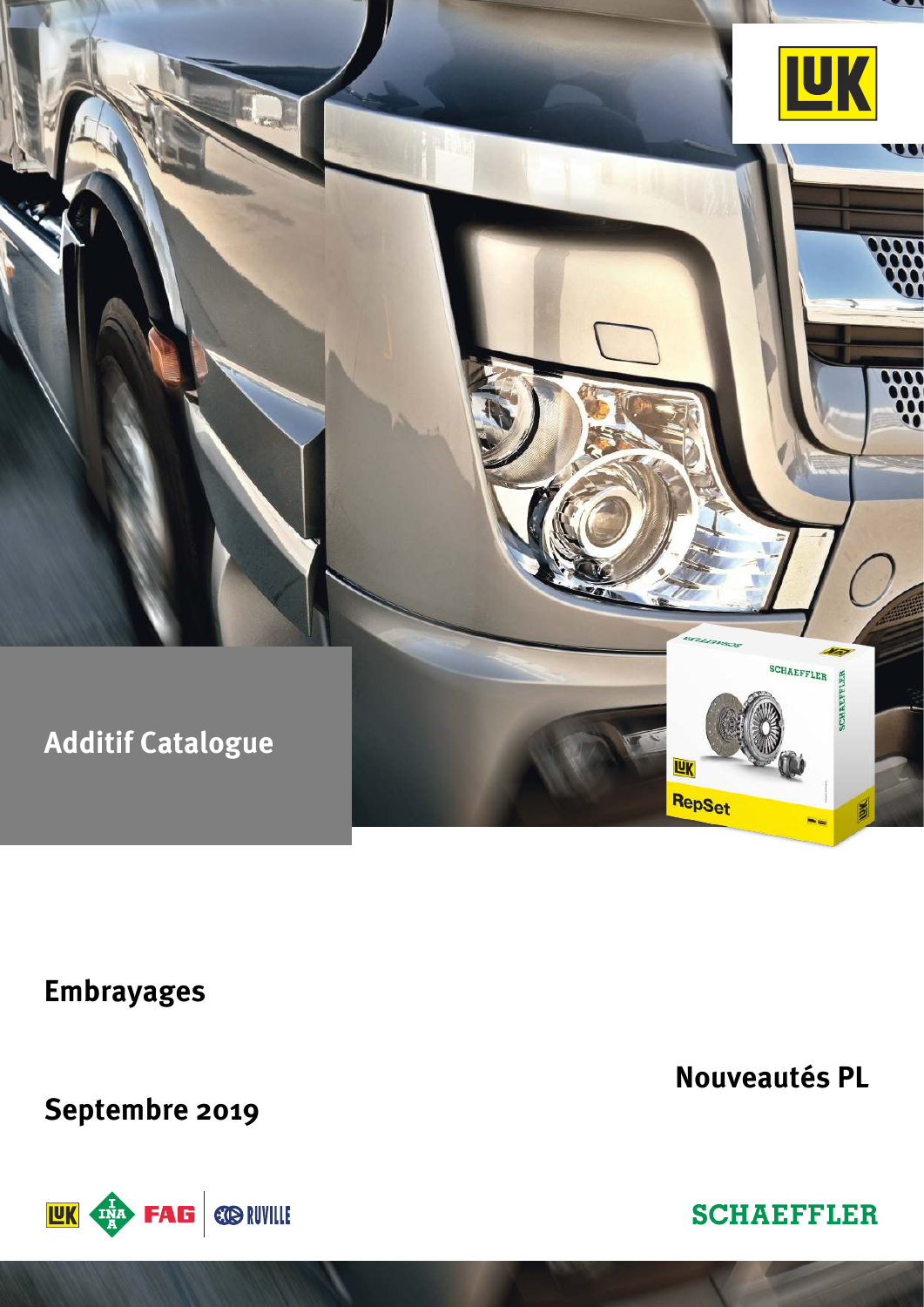# Additif Catalogue

## Embrayages

## Nouveautés PL

Septembre 2019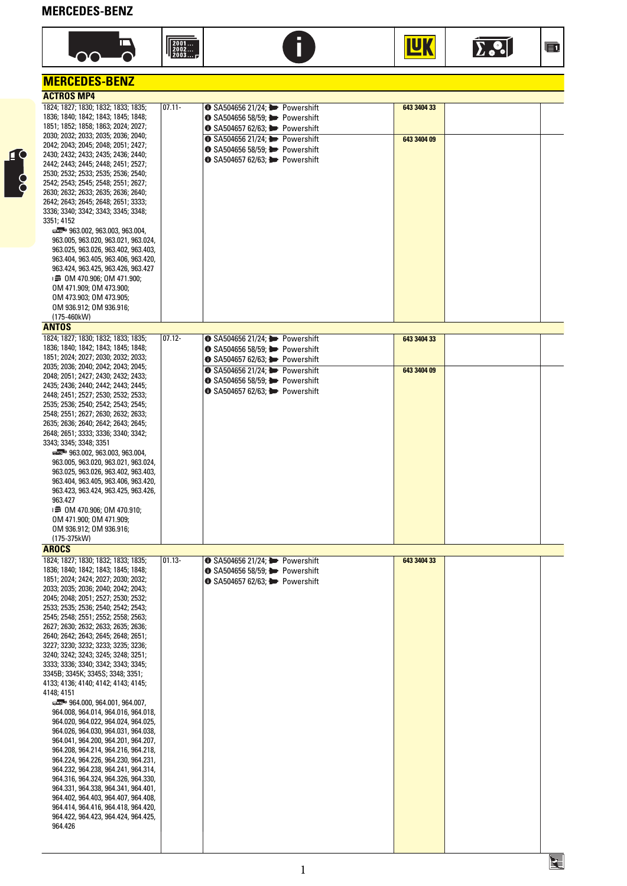## MERCEDES-BENZ

| | | | LUK | | |
|---|---|---|---|---|---|
| **ACTROS MP4** | | | | | |
| 1824; 1827; 1830; 1832; 1833; 1835; 1836; 1840; 1842; 1843; 1845; 1848; 1851; 1852; 1858; 1863; 2024; 2027; 2030; 2032; 2033; 2035; 2036; 2040; 2042; 2043; 2045; 2048; 2051; 2427; 2430; 2432; 2433; 2435; 2436; 2440; 2442; 2443; 2445; 2448; 2451; 2527; 2530; 2532; 2533; 2535; 2536; 2540; 2542; 2543; 2545; 2548; 2551; 2627; 2630; 2632; 2633; 2635; 2636; 2640; 2642; 2643; 2645; 2648; 2651; 3333; 3336; 3340; 3342; 3343; 3345; 3348; 3351; 4152 963.002, 963.003, 963.004, 963.005, 963.020, 963.021, 963.024, 963.025, 963.026, 963.402, 963.403, 963.404, 963.405, 963.406, 963.420, 963.424, 963.425, 963.426, 963.427 OM 470.906; OM 471.900; OM 471.909; OM 473.900; OM 473.903; OM 473.905; OM 936.912; OM 936.916; (175-460kW) | 07.11- | SA504656 21/24; Powershift<br>SA504656 58/59; Powershift<br>SA504657 62/63; Powershift | 643 3404 33 | | |
| | | SA504656 21/24; Powershift<br>SA504656 58/59; Powershift<br>SA504657 62/63; Powershift | 643 3404 09 | | |
| **ANTOS** | | | | | |
| 1824; 1827; 1830; 1832; 1833; 1835; 1836; 1840; 1842; 1843; 1845; 1848; 1851; 2024; 2027; 2030; 2032; 2033; 2035; 2036; 2040; 2042; 2043; 2045; 2048; 2051; 2427; 2430; 2432; 2433; 2435; 2436; 2440; 2442; 2443; 2445; 2448; 2451; 2527; 2530; 2532; 2533; 2535; 2536; 2540; 2542; 2543; 2545; 2548; 2551; 2627; 2630; 2632; 2633; 2635; 2636; 2640; 2642; 2643; 2645; 2648; 2651; 3333; 3336; 3340; 3342; 3343; 3345; 3348; 3351 963.002, 963.003, 963.004, 963.005, 963.020, 963.021, 963.024, 963.025, 963.026, 963.402, 963.403, 963.404, 963.405, 963.406, 963.420, 963.423, 963.424, 963.425, 963.426, 963.427 OM 470.906; OM 470.910; OM 471.900; OM 471.909; OM 936.912; OM 936.916; (175-375kW) | 07.12- | SA504656 21/24; Powershift<br>SA504656 58/59; Powershift<br>SA504657 62/63; Powershift | 643 3404 33 | | |
| | | SA504656 21/24; Powershift<br>SA504656 58/59; Powershift<br>SA504657 62/63; Powershift | 643 3404 09 | | |
| **AROCS** | | | | | |
| 1824; 1827; 1830; 1832; 1833; 1835; 1836; 1840; 1842; 1843; 1845; 1848; 1851; 2024; 2424; 2027; 2030; 2032; 2033; 2035; 2036; 2040; 2042; 2043; 2045; 2048; 2051; 2527; 2530; 2532; 2533; 2535; 2536; 2540; 2542; 2543; 2545; 2548; 2551; 2552; 2558; 2563; 2627; 2630; 2632; 2633; 2635; 2636; 2640; 2642; 2643; 2645; 2648; 2651; 3227; 3230; 3232; 3233; 3235; 3236; 3240; 3242; 3243; 3245; 3248; 3251; 3333; 3336; 3340; 3342; 3343; 3345; 3345B; 3345K; 3345S; 3348; 3351; 4133; 4136; 4140; 4142; 4143; 4145; 4148; 4151 964.000, 964.001, 964.007, 964.008, 964.014, 964.016, 964.018, 964.020, 964.022, 964.024, 964.025, 964.026, 964.030, 964.031, 964.038, 964.041, 964.200, 964.201, 964.207, 964.208, 964.214, 964.216, 964.218, 964.224, 964.226, 964.230, 964.231, 964.232, 964.238, 964.241, 964.314, 964.316, 964.324, 964.326, 964.330, 964.331, 964.338, 964.341, 964.401, 964.402, 964.403, 964.407, 964.408, 964.414, 964.416, 964.418, 964.420, 964.422, 964.423, 964.424, 964.425, 964.426 | 01.13- | SA504656 21/24; Powershift<br>SA504656 58/59; Powershift<br>SA504657 62/63; Powershift | 643 3404 33 | | |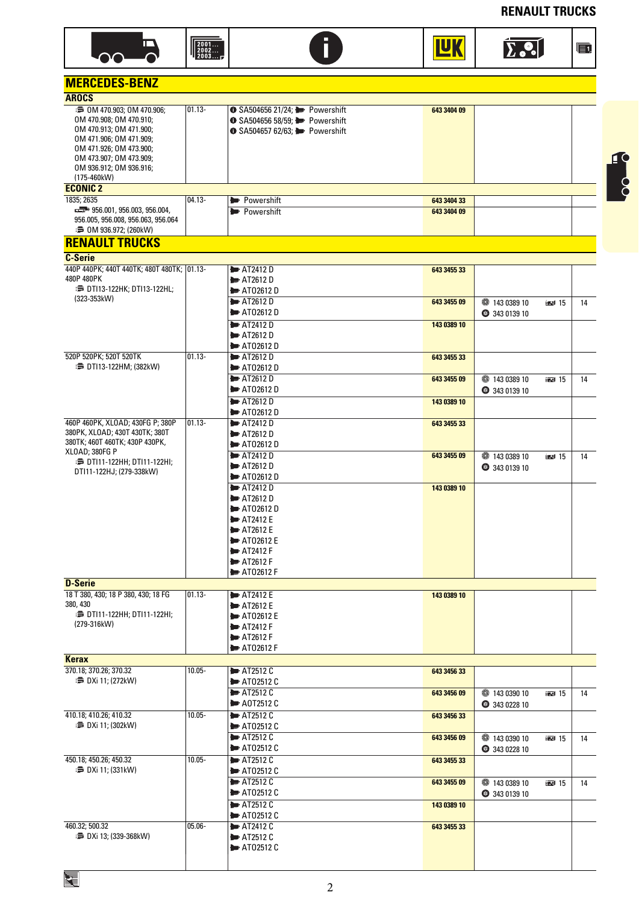## MERCEDES-BENZ

### AROCS

| Vehicle | Year | Info | LuK | Σ | |
|---|---|---|---|---|---|
| OM 470.903; OM 470.906; OM 470.908; OM 470.910; OM 470.913; OM 471.900; OM 471.906; OM 471.909; OM 471.926; OM 473.900; OM 473.907; OM 473.909; OM 936.912; OM 936.916; (175-460kW) | 01.13- | SA504656 21/24; Powershift<br>SA504656 58/59; Powershift<br>SA504657 62/63; Powershift | 643 3404 09 | | |

### ECONIC 2

| Vehicle | Year | Info | LuK | Σ | |
|---|---|---|---|---|---|
| 1835; 2635<br>956.001, 956.003, 956.004, 956.005, 956.008, 956.063, 956.064<br>OM 936.972; (260kW) | 04.13- | Powershift | 643 3404 33 | | |
| | | Powershift | 643 3404 09 | | |

## RENAULT TRUCKS

### C-Serie

| Vehicle | Year | Info | LuK | Σ | |
|---|---|---|---|---|---|
| 440P 440PK; 440T 440TK; 480T 480TK; 480P 480PK<br>DTI13-122HK; DTI13-122HL; (323-353kW) | 01.13- | AT2412 D<br>AT2612 D<br>ATO2612 D | 643 3455 33 | | |
| | | AT2612 D<br>ATO2612 D | 643 3455 09 | 143 0389 10<br>343 0139 10 | 15 / 14 |
| | | AT2412 D<br>AT2612 D<br>ATO2612 D | 143 0389 10 | | |
| 520P 520PK; 520T 520TK<br>DTI13-122HM; (382kW) | 01.13- | AT2612 D<br>ATO2612 D | 643 3455 33 | | |
| | | AT2612 D<br>ATO2612 D | 643 3455 09 | 143 0389 10<br>343 0139 10 | 15 / 14 |
| | | AT2612 D<br>ATO2612 D | 143 0389 10 | | |
| 460P 460PK, XLOAD; 430FG P; 380P 380PK, XLOAD; 430T 430TK; 380T 380TK; 460T 460TK; 430P 430PK, XLOAD; 380FG P<br>DTI11-122HH; DTI11-122HI; DTI11-122HJ; (279-338kW) | 01.13- | AT2412 D<br>AT2612 D<br>ATO2612 D | 643 3455 33 | | |
| | | AT2412 D<br>AT2612 D<br>ATO2612 D | 643 3455 09 | 143 0389 10<br>343 0139 10 | 15 / 14 |
| | | AT2412 D<br>AT2612 D<br>ATO2612 D<br>AT2412 E<br>AT2612 E<br>ATO2612 E<br>AT2412 F<br>AT2612 F<br>ATO2612 F | 143 0389 10 | | |

### D-Serie

| Vehicle | Year | Info | LuK | Σ | |
|---|---|---|---|---|---|
| 18 T 380, 430; 18 P 380, 430; 18 FG 380, 430<br>DTI11-122HH; DTI11-122HI; (279-316kW) | 01.13- | AT2412 E<br>AT2612 E<br>ATO2612 E<br>AT2412 F<br>AT2612 F<br>ATO2612 F | 143 0389 10 | | |

### Kerax

| Vehicle | Year | Info | LuK | Σ | |
|---|---|---|---|---|---|
| 370.18; 370.26; 370.32<br>DXi 11; (272kW) | 10.05- | AT2512 C<br>ATO2512 C | 643 3456 33 | | |
| | | AT2512 C<br>AOT2512 C | 643 3456 09 | 143 0390 10<br>343 0228 10 | 15 / 14 |
| 410.18; 410.26; 410.32<br>DXi 11; (302kW) | 10.05- | AT2512 C<br>ATO2512 C | 643 3456 33 | | |
| | | AT2512 C<br>ATO2512 C | 643 3456 09 | 143 0390 10<br>343 0228 10 | 15 / 14 |
| 450.18; 450.26; 450.32<br>DXi 11; (331kW) | 10.05- | AT2512 C<br>ATO2512 C | 643 3455 33 | | |
| | | AT2512 C<br>ATO2512 C | 643 3455 09 | 143 0389 10<br>343 0139 10 | 15 / 14 |
| | | AT2512 C<br>ATO2512 C | 143 0389 10 | | |
| 460.32; 500.32<br>DXi 13; (339-368kW) | 05.06- | AT2412 C<br>AT2512 C<br>ATO2512 C | 643 3455 33 | | |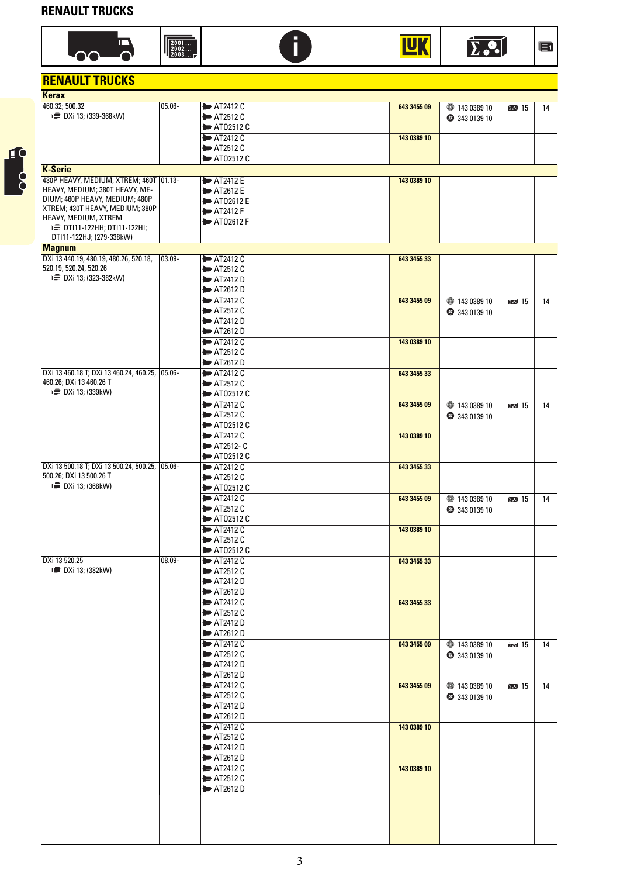## RENAULT TRUCKS

| Vehicle | 2001... 2002... 2003... | i | LUK | Σ | |
|---|---|---|---|---|---|
| **RENAULT TRUCKS** | | | | | |
| **Kerax** | | | | | |
| 460.32; 500.32<br>DXi 13; (339-368kW) | 05.06- | AT2412 C<br>AT2512 C<br>AT02512 C | 643 3455 09 | 143 0389 10 15<br>343 0139 10 | 14 |
| | | AT2412 C<br>AT2512 C<br>AT02512 C | 143 0389 10 | | |
| **K-Serie** | | | | | |
| 430P HEAVY, MEDIUM, XTREM; 460T HEAVY, MEDIUM; 380T HEAVY, MEDIUM; 460P HEAVY, MEDIUM; 480P XTREM; 430T HEAVY, MEDIUM; 380P HEAVY, MEDIUM, XTREM<br>DTI11-122HH; DTI11-122HI; DTI11-122HJ; (279-338kW) | 01.13- | AT2412 E<br>AT2612 E<br>AT02612 E<br>AT2412 F<br>AT02612 F | 143 0389 10 | | |
| **Magnum** | | | | | |
| DXi 13 440.19, 480.19, 480.26, 520.18, 520.19, 520.24, 520.26<br>DXi 13; (323-382kW) | 03.09- | AT2412 C<br>AT2512 C<br>AT2412 D<br>AT2612 D | 643 3455 33 | | |
| | | AT2412 C<br>AT2512 C<br>AT2412 D<br>AT2612 D | 643 3455 09 | 143 0389 10 15<br>343 0139 10 | 14 |
| | | AT2412 C<br>AT2512 C<br>AT2612 D | 143 0389 10 | | |
| DXi 13 460.18 T; DXi 13 460.24, 460.25, 460.26; DXi 13 460.26 T<br>DXi 13; (339kW) | 05.06- | AT2412 C<br>AT2512 C<br>AT02512 C | 643 3455 33 | | |
| | | AT2412 C<br>AT2512 C<br>AT02512 C | 643 3455 09 | 143 0389 10 15<br>343 0139 10 | 14 |
| | | AT2412 C<br>AT2512- C<br>AT02512 C | 143 0389 10 | | |
| DXi 13 500.18 T; DXi 13 500.24, 500.25, 500.26; DXi 13 500.26 T<br>DXi 13; (368kW) | 05.06- | AT2412 C<br>AT2512 C<br>AT02512 C | 643 3455 33 | | |
| | | AT2412 C<br>AT2512 C<br>AT02512 C | 643 3455 09 | 143 0389 10 15<br>343 0139 10 | 14 |
| | | AT2412 C<br>AT2512 C<br>AT02512 C | 143 0389 10 | | |
| DXi 13 520.25<br>DXi 13; (382kW) | 08.09- | AT2412 C<br>AT2512 C<br>AT2412 D<br>AT2612 D | 643 3455 33 | | |
| | | AT2412 C<br>AT2512 C<br>AT2412 D<br>AT2612 D | 643 3455 33 | | |
| | | AT2412 C<br>AT2512 C<br>AT2412 D<br>AT2612 D | 643 3455 09 | 143 0389 10 15<br>343 0139 10 | 14 |
| | | AT2412 C<br>AT2512 C<br>AT2412 D<br>AT2612 D | 643 3455 09 | 143 0389 10 15<br>343 0139 10 | 14 |
| | | AT2412 C<br>AT2512 C<br>AT2412 D<br>AT2612 D | 143 0389 10 | | |
| | | AT2412 C<br>AT2512 C<br>AT2612 D | 143 0389 10 | | |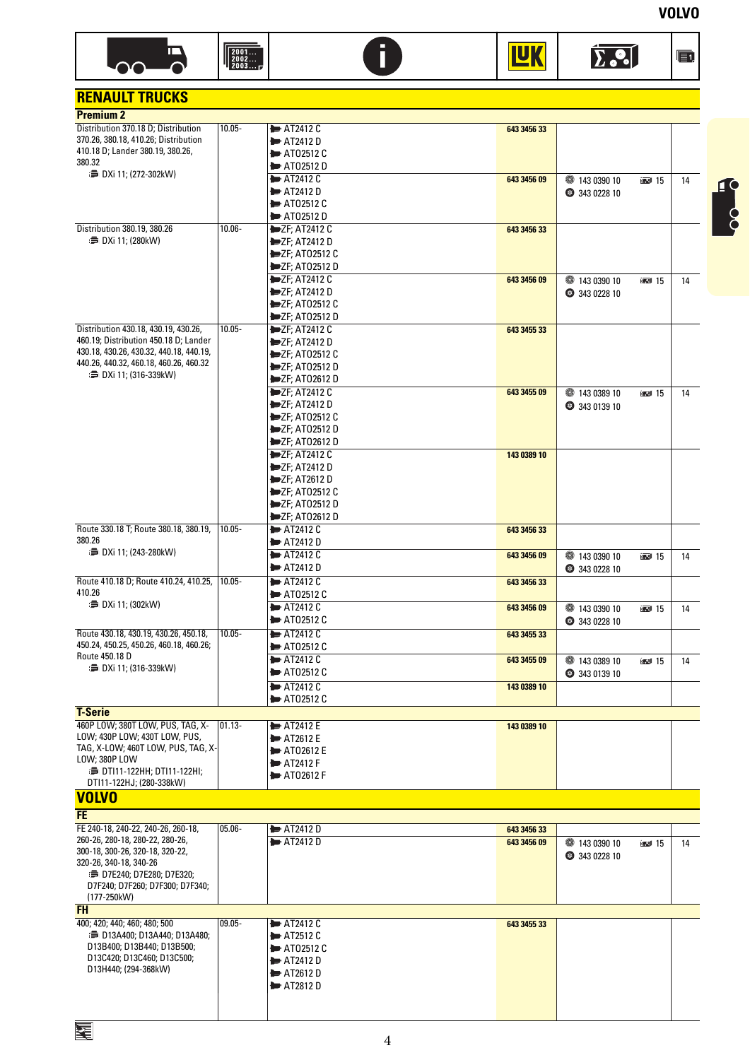# RENAULT TRUCKS

## Premium 2

| Vehicle | Date | Info | LuK | Σ | |
|---|---|---|---|---|---|
| Distribution 370.18 D; Distribution 370.26, 380.18, 410.26; Distribution 410.18 D; Lander 380.19, 380.26, 380.32<br>DXi 11; (272-302kW) | 10.05- | AT2412 C<br>AT2412 D<br>ATO2512 C<br>ATO2512 D | 643 3456 33 | | |
| | | AT2412 C<br>AT2412 D<br>ATO2512 C<br>ATO2512 D | 643 3456 09 | 143 0390 10 15<br>343 0228 10 | 14 |
| Distribution 380.19, 380.26<br>DXi 11; (280kW) | 10.06- | ZF; AT2412 C<br>ZF; AT2412 D<br>ZF; ATO2512 C<br>ZF; ATO2512 D | 643 3456 33 | | |
| | | ZF; AT2412 C<br>ZF; AT2412 D<br>ZF; ATO2512 C<br>ZF; ATO2512 D | 643 3456 09 | 143 0390 10 15<br>343 0228 10 | 14 |
| Distribution 430.18, 430.19, 430.26, 460.19; Distribution 450.18 D; Lander 430.18, 430.26, 430.32, 440.18, 440.19, 440.26, 440.32, 460.18, 460.26, 460.32<br>DXi 11; (316-339kW) | 10.05- | ZF; AT2412 C<br>ZF; AT2412 D<br>ZF; ATO2512 C<br>ZF; ATO2512 D<br>ZF; ATO2612 D | 643 3455 33 | | |
| | | ZF; AT2412 C<br>ZF; AT2412 D<br>ZF; ATO2512 C<br>ZF; ATO2512 D<br>ZF; ATO2612 D | 643 3455 09 | 143 0389 10 15<br>343 0139 10 | 14 |
| | | ZF; AT2412 C<br>ZF; AT2412 D<br>ZF; AT2612 D<br>ZF; ATO2512 C<br>ZF; ATO2512 D<br>ZF; ATO2612 D | 143 0389 10 | | |
| Route 330.18 T; Route 380.18, 380.19, 380.26<br>DXi 11; (243-280kW) | 10.05- | AT2412 C<br>AT2412 D | 643 3456 33 | | |
| | | AT2412 C<br>AT2412 D | 643 3456 09 | 143 0390 10 15<br>343 0228 10 | 14 |
| Route 410.18 D; Route 410.24, 410.25, 410.26<br>DXi 11; (302kW) | 10.05- | AT2412 C<br>ATO2512 C | 643 3456 33 | | |
| | | AT2412 C<br>ATO2512 C | 643 3456 09 | 143 0390 10 15<br>343 0228 10 | 14 |
| Route 430.18, 430.19, 430.26, 450.18, 450.24, 450.25, 450.26, 460.18, 460.26; Route 450.18 D<br>DXi 11; (316-339kW) | 10.05- | AT2412 C<br>ATO2512 C | 643 3455 33 | | |
| | | AT2412 C<br>ATO2512 C | 643 3455 09 | 143 0389 10 15<br>343 0139 10 | 14 |
| | | AT2412 C<br>ATO2512 C | 143 0389 10 | | |

## T-Serie

| Vehicle | Date | Info | LuK | Σ | |
|---|---|---|---|---|---|
| 460P LOW; 380T LOW, PUS, TAG, X-LOW; 430P LOW; 430T LOW, PUS, TAG, X-LOW; 460T LOW, PUS, TAG, X-LOW; 380P LOW<br>DTI11-122HH; DTI11-122HI; DTI11-122HJ; (280-338kW) | 01.13- | AT2412 E<br>AT2612 E<br>ATO2612 E<br>AT2412 F<br>ATO2612 F | 143 0389 10 | | |

# VOLVO

## FE

| Vehicle | Date | Info | LuK | Σ | |
|---|---|---|---|---|---|
| FE 240-18, 240-22, 240-26, 260-18, 260-26, 280-18, 280-22, 280-26, 300-18, 300-26, 320-18, 320-22, 320-26, 340-18, 340-26<br>D7E240; D7E280; D7E320; D7F240; D7F260; D7F300; D7F340; (177-250kW) | 05.06- | AT2412 D | 643 3456 33 | | |
| | | AT2412 D | 643 3456 09 | 143 0390 10 15<br>343 0228 10 | 14 |

## FH

| Vehicle | Date | Info | LuK | Σ | |
|---|---|---|---|---|---|
| 400; 420; 440; 460; 480; 500<br>D13A400; D13A440; D13A480; D13B400; D13B440; D13B500; D13C420; D13C460; D13C500; D13H440; (294-368kW) | 09.05- | AT2412 C<br>AT2512 C<br>ATO2512 C<br>AT2412 D<br>AT2612 D<br>AT2812 D | 643 3455 33 | | |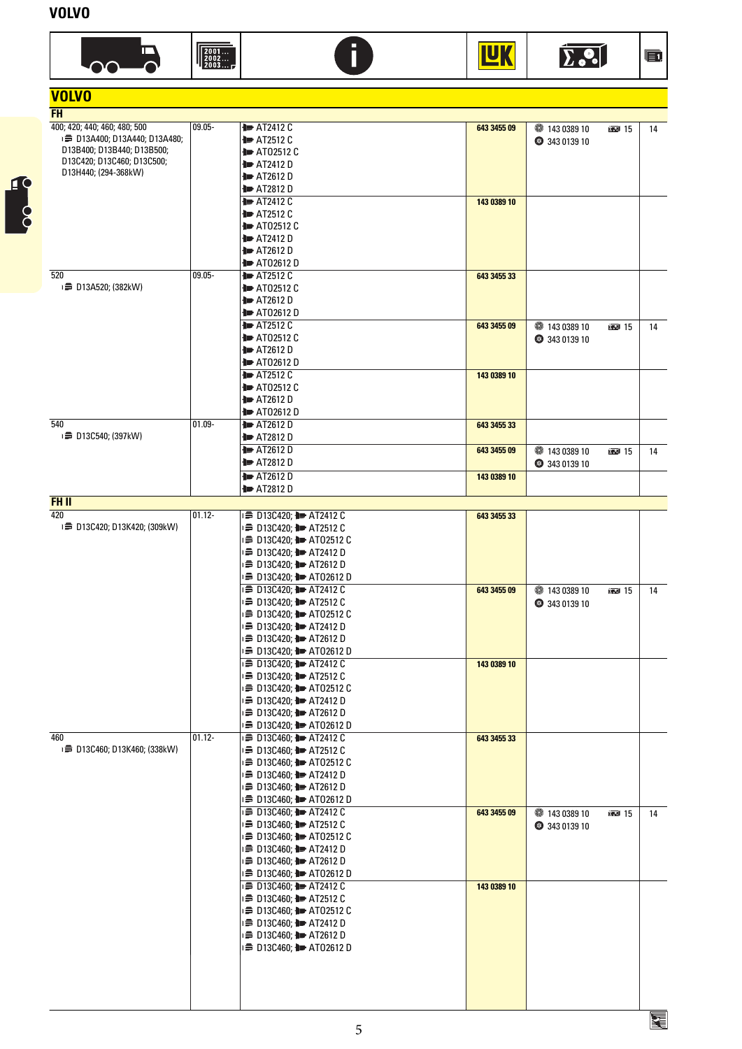# VOLVO

| Model | Date | Info | LuK | Set | | |
|---|---|---|---|---|---|---|
| **VOLVO** | | | | | | |
| **FH** | | | | | | |
| 400; 420; 440; 460; 480; 500<br>D13A400; D13A440; D13A480; D13B400; D13B440; D13B500; D13C420; D13C460; D13C500; D13H440; (294-368kW) | 09.05- | AT2412 C<br>AT2512 C<br>AT02512 C<br>AT2412 D<br>AT2612 D<br>AT2812 D | 643 3455 09 | 143 0389 10<br>343 0139 10 | 15 | 14 |
| | | AT2412 C<br>AT2512 C<br>AT02512 C<br>AT2412 D<br>AT2612 D<br>AT02612 D | 143 0389 10 | | | |
| 520<br>D13A520; (382kW) | 09.05- | AT2512 C<br>AT02512 C<br>AT2612 D<br>AT02612 D | 643 3455 33 | | | |
| | | AT2512 C<br>AT02512 C<br>AT2612 D<br>AT02612 D | 643 3455 09 | 143 0389 10<br>343 0139 10 | 15 | 14 |
| | | AT2512 C<br>AT02512 C<br>AT2612 D<br>AT02612 D | 143 0389 10 | | | |
| 540<br>D13C540; (397kW) | 01.09- | AT2612 D<br>AT2812 D | 643 3455 33 | | | |
| | | AT2612 D<br>AT2812 D | 643 3455 09 | 143 0389 10<br>343 0139 10 | 15 | 14 |
| | | AT2612 D<br>AT2812 D | 143 0389 10 | | | |
| **FH II** | | | | | | |
| 420<br>D13C420; D13K420; (309kW) | 01.12- | D13C420; AT2412 C<br>D13C420; AT2512 C<br>D13C420; AT02512 C<br>D13C420; AT2412 D<br>D13C420; AT2612 D<br>D13C420; AT02612 D | 643 3455 33 | | | |
| | | D13C420; AT2412 C<br>D13C420; AT2512 C<br>D13C420; AT02512 C<br>D13C420; AT2412 D<br>D13C420; AT2612 D<br>D13C420; AT02612 D | 643 3455 09 | 143 0389 10<br>343 0139 10 | 15 | 14 |
| | | D13C420; AT2412 C<br>D13C420; AT2512 C<br>D13C420; AT02512 C<br>D13C420; AT2412 D<br>D13C420; AT2612 D<br>D13C420; AT02612 D | 143 0389 10 | | | |
| 460<br>D13C460; D13K460; (338kW) | 01.12- | D13C460; AT2412 C<br>D13C460; AT2512 C<br>D13C460; AT02512 C<br>D13C460; AT2412 D<br>D13C460; AT2612 D<br>D13C460; AT02612 D | 643 3455 33 | | | |
| | | D13C460; AT2412 C<br>D13C460; AT2512 C<br>D13C460; AT02512 C<br>D13C460; AT2412 D<br>D13C460; AT2612 D<br>D13C460; AT02612 D | 643 3455 09 | 143 0389 10<br>343 0139 10 | 15 | 14 |
| | | D13C460; AT2412 C<br>D13C460; AT2512 C<br>D13C460; AT02512 C<br>D13C460; AT2412 D<br>D13C460; AT2612 D<br>D13C460; AT02612 D | 143 0389 10 | | | |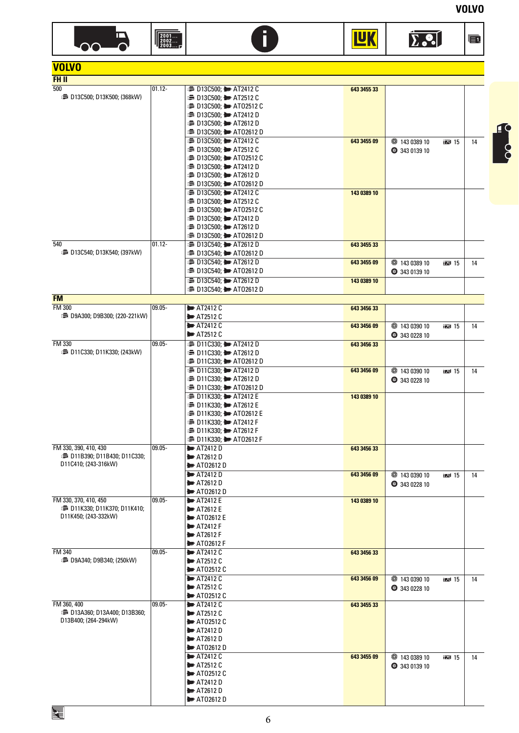## VOLVO

### FH II

| Vehicle | Year | Info | LuK | Components | |
|---|---|---|---|---|---|
| 500<br>D13C500; D13K500; (368kW) | 01.12- | D13C500; AT2412 C<br>D13C500; AT2512 C<br>D13C500; ATO2512 C<br>D13C500; AT2412 D<br>D13C500; AT2612 D<br>D13C500; ATO2612 D | 643 3455 33 | | |
| | | D13C500; AT2412 C<br>D13C500; AT2512 C<br>D13C500; ATO2512 C<br>D13C500; AT2412 D<br>D13C500; AT2612 D<br>D13C500; ATO2612 D | 643 3455 09 | 143 0389 10<br>343 0139 10 15 | 14 |
| | | D13C500; AT2412 C<br>D13C500; AT2512 C<br>D13C500; ATO2512 C<br>D13C500; AT2412 D<br>D13C500; AT2612 D<br>D13C500; ATO2612 D | 143 0389 10 | | |
| 540<br>D13C540; D13K540; (397kW) | 01.12- | D13C540; AT2612 D<br>D13C540; ATO2612 D | 643 3455 33 | | |
| | | D13C540; AT2612 D<br>D13C540; ATO2612 D | 643 3455 09 | 143 0389 10<br>343 0139 10 15 | 14 |
| | | D13C540; AT2612 D<br>D13C540; ATO2612 D | 143 0389 10 | | |

### FM

| Vehicle | Year | Info | LuK | Components | |
|---|---|---|---|---|---|
| FM 300<br>D9A300; D9B300; (220-221kW) | 09.05- | AT2412 C<br>AT2512 C | 643 3456 33 | | |
| | | AT2412 C<br>AT2512 C | 643 3456 09 | 143 0390 10<br>343 0228 10 15 | 14 |
| FM 330<br>D11C330; D11K330; (243kW) | 09.05- | D11C330; AT2412 D<br>D11C330; AT2612 D<br>D11C330; ATO2612 D | 643 3456 33 | | |
| | | D11C330; AT2412 D<br>D11C330; AT2612 D<br>D11C330; ATO2612 D | 643 3456 09 | 143 0390 10<br>343 0228 10 15 | 14 |
| | | D11K330; AT2412 E<br>D11K330; AT2612 E<br>D11K330; ATO2612 E<br>D11K330; AT2412 F<br>D11K330; AT2612 F<br>D11K330; ATO2612 F | 143 0389 10 | | |
| FM 330, 390, 410, 430<br>D11B390; D11B430; D11C330; D11C410; (243-316kW) | 09.05- | AT2412 D<br>AT2612 D<br>ATO2612 D | 643 3456 33 | | |
| | | AT2412 D<br>AT2612 D<br>ATO2612 D | 643 3456 09 | 143 0390 10<br>343 0228 10 15 | 14 |
| FM 330, 370, 410, 450<br>D11K330; D11K370; D11K410; D11K450; (243-332kW) | 09.05- | AT2412 E<br>AT2612 E<br>ATO2612 E<br>AT2412 F<br>AT2612 F<br>ATO2612 F | 143 0389 10 | | |
| FM 340<br>D9A340; D9B340; (250kW) | 09.05- | AT2412 C<br>AT2512 C<br>ATO2512 C | 643 3456 33 | | |
| | | AT2412 C<br>AT2512 C<br>ATO2512 C | 643 3456 09 | 143 0390 10<br>343 0228 10 15 | 14 |
| FM 360, 400<br>D13A360; D13A400; D13B360; D13B400; (264-294kW) | 09.05- | AT2412 C<br>AT2512 C<br>ATO2512 C<br>AT2412 D<br>AT2612 D<br>ATO2612 D | 643 3455 33 | | |
| | | AT2412 C<br>AT2512 C<br>ATO2512 C<br>AT2412 D<br>AT2612 D<br>ATO2612 D | 643 3455 09 | 143 0389 10<br>343 0139 10 15 | 14 |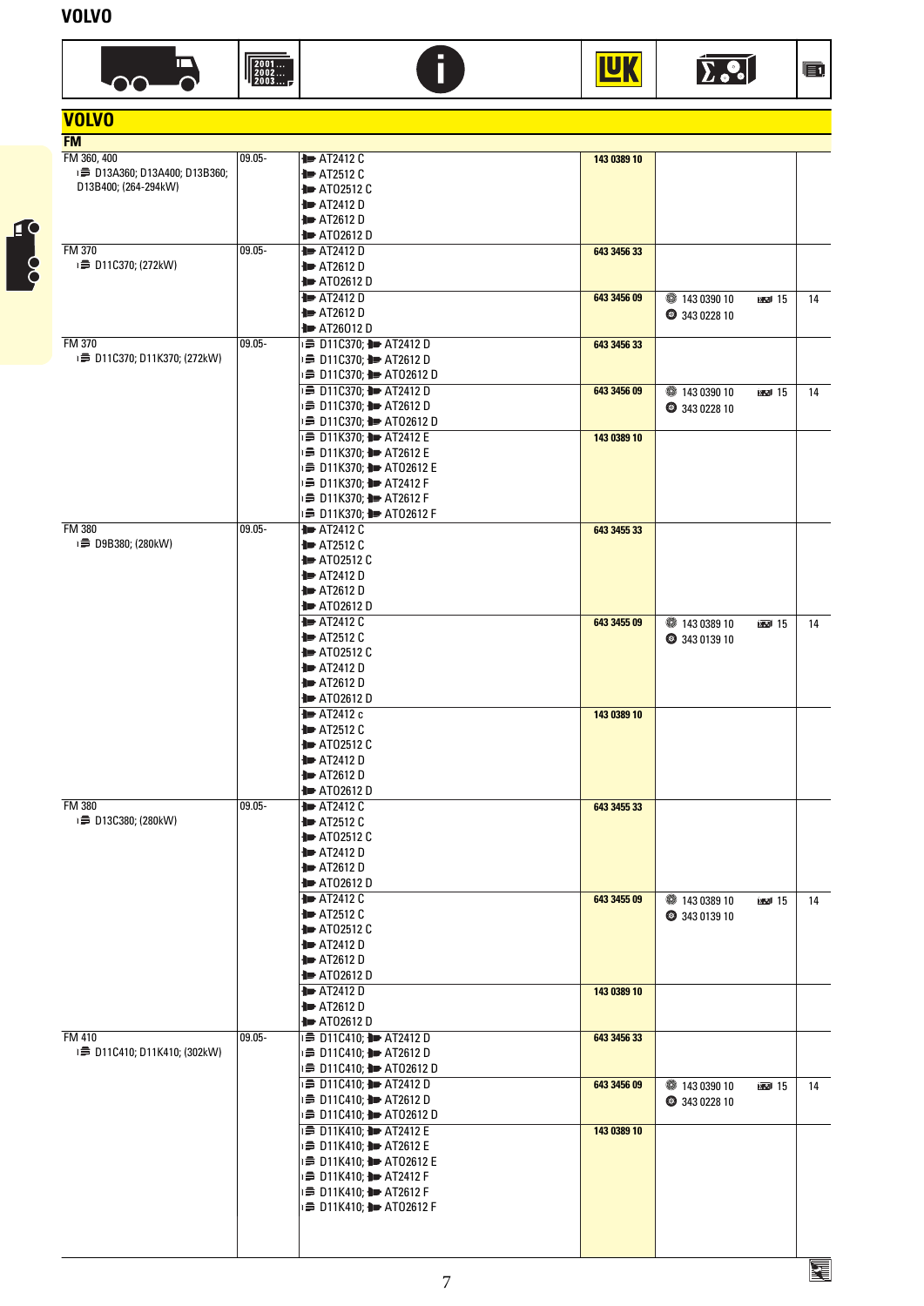# VOLVO

## VOLVO

### FM

| Model | Year | Info | LuK | Components | | |
|---|---|---|---|---|---|---|
| FM 360, 400<br>D13A360; D13A400; D13B360; D13B400; (264-294kW) | 09.05- | AT2412 C<br>AT2512 C<br>AT02512 C<br>AT2412 D<br>AT2612 D<br>AT02612 D | 143 0389 10 | | | |
| FM 370<br>D11C370; (272kW) | 09.05- | AT2412 D<br>AT2612 D<br>AT02612 D | 643 3456 33 | | | |
| | | AT2412 D<br>AT2612 D<br>AT26012 D | 643 3456 09 | 143 0390 10<br>343 0228 10 | 15 | 14 |
| FM 370<br>D11C370; D11K370; (272kW) | 09.05- | D11C370; AT2412 D<br>D11C370; AT2612 D<br>D11C370; AT02612 D | 643 3456 33 | | | |
| | | D11C370; AT2412 D<br>D11C370; AT2612 D<br>D11C370; AT02612 D | 643 3456 09 | 143 0390 10<br>343 0228 10 | 15 | 14 |
| | | D11K370; AT2412 E<br>D11K370; AT2612 E<br>D11K370; AT02612 E<br>D11K370; AT2412 F<br>D11K370; AT2612 F<br>D11K370; AT02612 F | 143 0389 10 | | | |
| FM 380<br>D9B380; (280kW) | 09.05- | AT2412 C<br>AT2512 C<br>AT02512 C<br>AT2412 D<br>AT2612 D<br>AT02612 D | 643 3455 33 | | | |
| | | AT2412 C<br>AT2512 C<br>AT02512 C<br>AT2412 D<br>AT2612 D<br>AT02612 D | 643 3455 09 | 143 0389 10<br>343 0139 10 | 15 | 14 |
| | | AT2412 c<br>AT2512 C<br>AT02512 C<br>AT2412 D<br>AT2612 D<br>AT02612 D | 143 0389 10 | | | |
| FM 380<br>D13C380; (280kW) | 09.05- | AT2412 C<br>AT2512 C<br>AT02512 C<br>AT2412 D<br>AT2612 D<br>AT02612 D | 643 3455 33 | | | |
| | | AT2412 C<br>AT2512 C<br>AT02512 C<br>AT2412 D<br>AT2612 D<br>AT02612 D | 643 3455 09 | 143 0389 10<br>343 0139 10 | 15 | 14 |
| | | AT2412 D<br>AT2612 D<br>AT02612 D | 143 0389 10 | | | |
| FM 410<br>D11C410; D11K410; (302kW) | 09.05- | D11C410; AT2412 D<br>D11C410; AT2612 D<br>D11C410; AT02612 D | 643 3456 33 | | | |
| | | D11C410; AT2412 D<br>D11C410; AT2612 D<br>D11C410; AT02612 D | 643 3456 09 | 143 0390 10<br>343 0228 10 | 15 | 14 |
| | | D11K410; AT2412 E<br>D11K410; AT2612 E<br>D11K410; AT02612 E<br>D11K410; AT2412 F<br>D11K410; AT2612 F<br>D11K410; AT02612 F | 143 0389 10 | | | |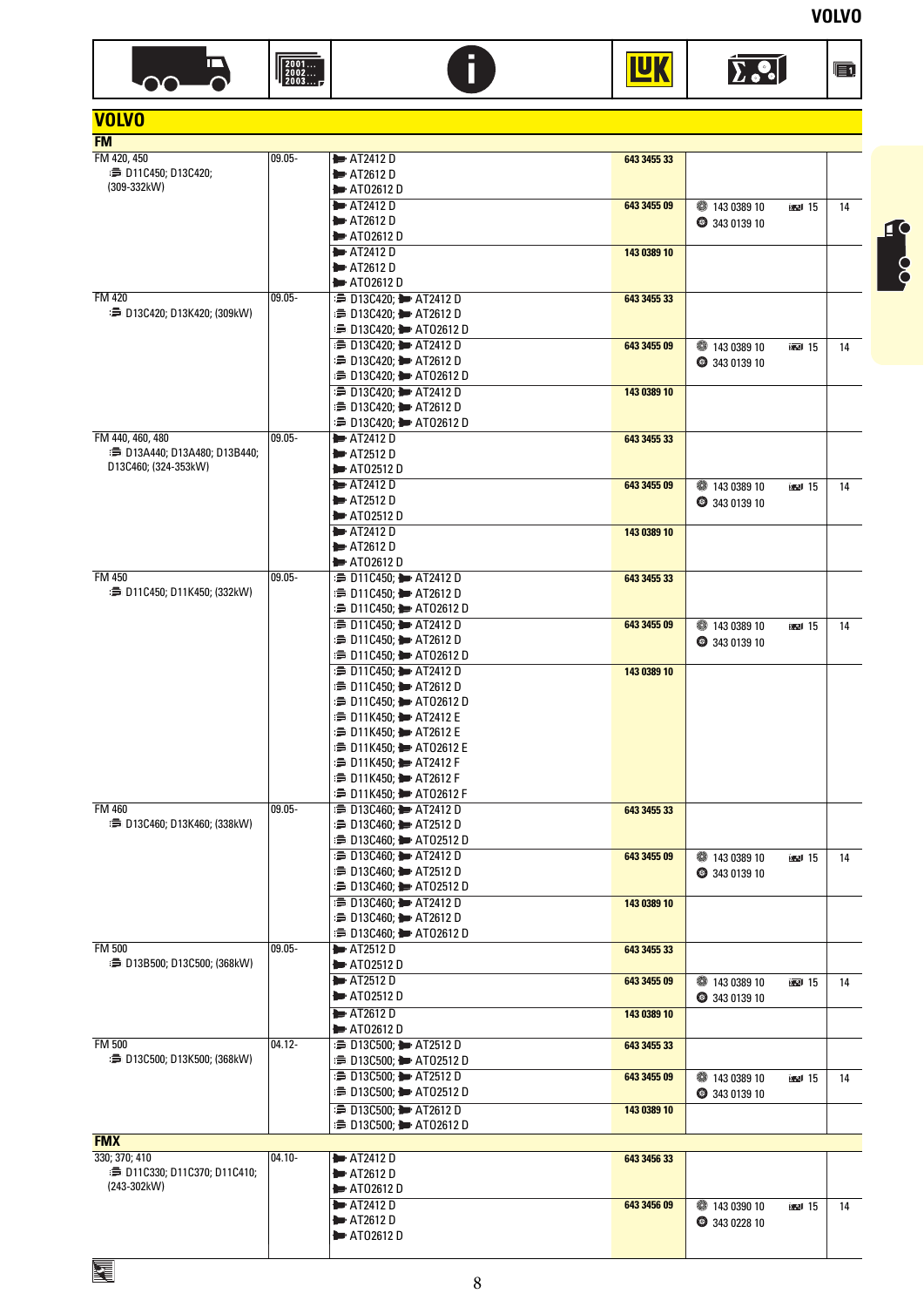## VOLVO

### FM

| Model | Date | Info | LuK | Components | | Page |
|---|---|---|---|---|---|---|
| FM 420, 450<br>D11C450; D13C420;<br>(309-332kW) | 09.05- | AT2412 D<br>AT2612 D<br>ATO2612 D | 643 3455 33 | | | |
| | | AT2412 D<br>AT2612 D<br>ATO2612 D | 643 3455 09 | 143 0389 10<br>343 0139 10 | 15 | 14 |
| | | AT2412 D<br>AT2612 D<br>ATO2612 D | 143 0389 10 | | | |
| FM 420<br>D13C420; D13K420; (309kW) | 09.05- | D13C420; AT2412 D<br>D13C420; AT2612 D<br>D13C420; ATO2612 D | 643 3455 33 | | | |
| | | D13C420; AT2412 D<br>D13C420; AT2612 D<br>D13C420; ATO2612 D | 643 3455 09 | 143 0389 10<br>343 0139 10 | 15 | 14 |
| | | D13C420; AT2412 D<br>D13C420; AT2612 D<br>D13C420; ATO2612 D | 143 0389 10 | | | |
| FM 440, 460, 480<br>D13A440; D13A480; D13B440;<br>D13C460; (324-353kW) | 09.05- | AT2412 D<br>AT2512 D<br>ATO2512 D | 643 3455 33 | | | |
| | | AT2412 D<br>AT2512 D<br>ATO2512 D | 643 3455 09 | 143 0389 10<br>343 0139 10 | 15 | 14 |
| | | AT2412 D<br>AT2612 D<br>ATO2612 D | 143 0389 10 | | | |
| FM 450<br>D11C450; D11K450; (332kW) | 09.05- | D11C450; AT2412 D<br>D11C450; AT2612 D<br>D11C450; ATO2612 D | 643 3455 33 | | | |
| | | D11C450; AT2412 D<br>D11C450; AT2612 D<br>D11C450; ATO2612 D | 643 3455 09 | 143 0389 10<br>343 0139 10 | 15 | 14 |
| | | D11C450; AT2412 D<br>D11C450; AT2612 D<br>D11C450; ATO2612 D<br>D11K450; AT2412 E<br>D11K450; AT2612 E<br>D11K450; ATO2612 E<br>D11K450; AT2412 F<br>D11K450; AT2612 F<br>D11K450; ATO2612 F | 143 0389 10 | | | |
| FM 460<br>D13C460; D13K460; (338kW) | 09.05- | D13C460; AT2412 D<br>D13C460; AT2512 D<br>D13C460; ATO2512 D | 643 3455 33 | | | |
| | | D13C460; AT2412 D<br>D13C460; AT2512 D<br>D13C460; ATO2512 D | 643 3455 09 | 143 0389 10<br>343 0139 10 | 15 | 14 |
| | | D13C460; AT2412 D<br>D13C460; AT2612 D<br>D13C460; ATO2612 D | 143 0389 10 | | | |
| FM 500<br>D13B500; D13C500; (368kW) | 09.05- | AT2512 D<br>ATO2512 D | 643 3455 33 | | | |
| | | AT2512 D<br>ATO2512 D | 643 3455 09 | 143 0389 10<br>343 0139 10 | 15 | 14 |
| | | AT2612 D<br>ATO2612 D | 143 0389 10 | | | |
| FM 500<br>D13C500; D13K500; (368kW) | 04.12- | D13C500; AT2512 D<br>D13C500; ATO2512 D | 643 3455 33 | | | |
| | | D13C500; AT2512 D<br>D13C500; ATO2512 D | 643 3455 09 | 143 0389 10<br>343 0139 10 | 15 | 14 |
| | | D13C500; AT2612 D<br>D13C500; ATO2612 D | 143 0389 10 | | | |

### FMX

| Model | Date | Info | LuK | Components | | Page |
|---|---|---|---|---|---|---|
| 330; 370; 410<br>D11C330; D11C370; D11C410;<br>(243-302kW) | 04.10- | AT2412 D<br>AT2612 D<br>ATO2612 D | 643 3456 33 | | | |
| | | AT2412 D<br>AT2612 D<br>ATO2612 D | 643 3456 09 | 143 0390 10<br>343 0228 10 | 15 | 14 |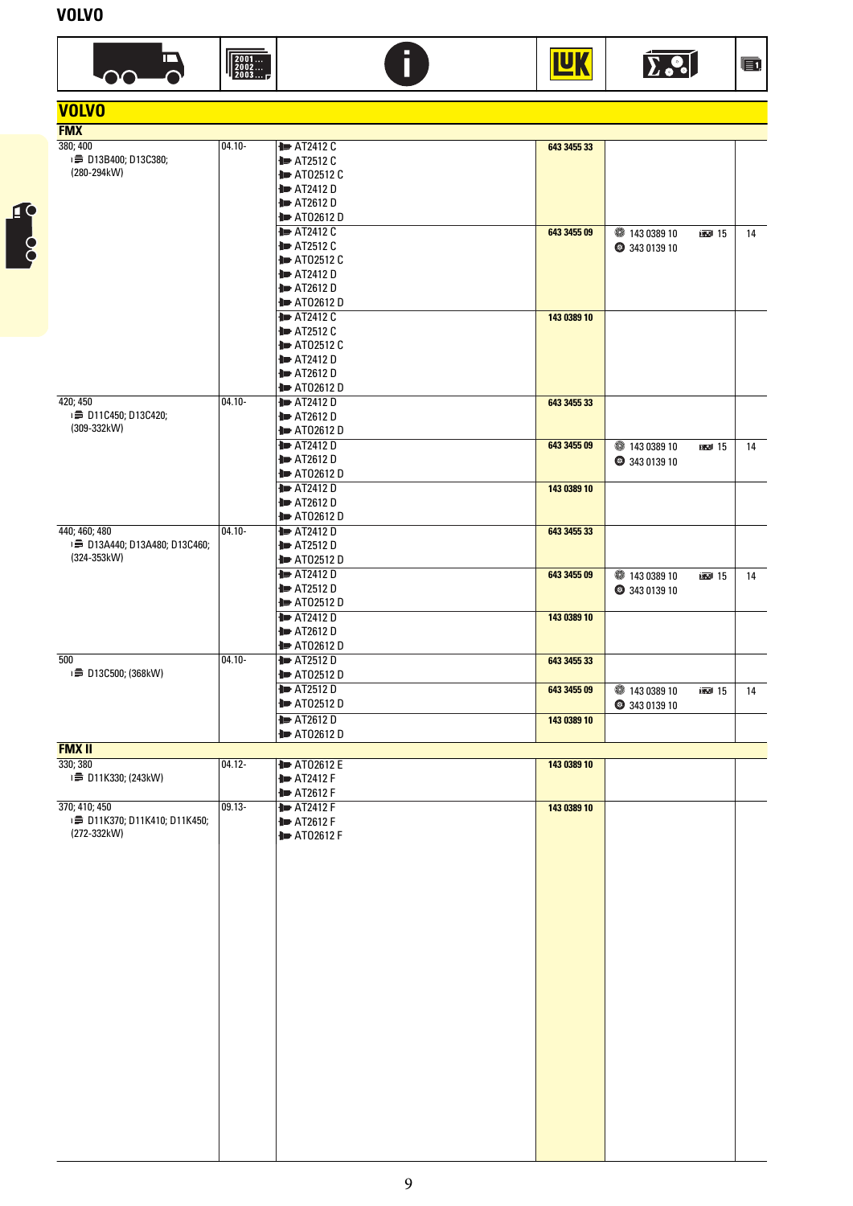# VOLVO

## VOLVO

### FMX

| Model | Year | Info | LuK | Kit | |
|---|---|---|---|---|---|
| 380; 400<br>D13B400; D13C380;<br>(280-294kW) | 04.10- | AT2412 C<br>AT2512 C<br>ATO2512 C<br>AT2412 D<br>AT2612 D<br>ATO2612 D | 643 3455 33 | | |
| | | AT2412 C<br>AT2512 C<br>ATO2512 C<br>AT2412 D<br>AT2612 D<br>ATO2612 D | 643 3455 09 | 143 0389 10 15<br>343 0139 10 | 14 |
| | | AT2412 C<br>AT2512 C<br>ATO2512 C<br>AT2412 D<br>AT2612 D<br>ATO2612 D | 143 0389 10 | | |
| 420; 450<br>D11C450; D13C420;<br>(309-332kW) | 04.10- | AT2412 D<br>AT2612 D<br>ATO2612 D | 643 3455 33 | | |
| | | AT2412 D<br>AT2612 D<br>ATO2612 D | 643 3455 09 | 143 0389 10 15<br>343 0139 10 | 14 |
| | | AT2412 D<br>AT2612 D<br>ATO2612 D | 143 0389 10 | | |
| 440; 460; 480<br>D13A440; D13A480; D13C460;<br>(324-353kW) | 04.10- | AT2412 D<br>AT2512 D<br>ATO2512 D | 643 3455 33 | | |
| | | AT2412 D<br>AT2512 D<br>ATO2512 D | 643 3455 09 | 143 0389 10 15<br>343 0139 10 | 14 |
| | | AT2412 D<br>AT2612 D<br>ATO2612 D | 143 0389 10 | | |
| 500<br>D13C500; (368kW) | 04.10- | AT2512 D<br>ATO2512 D | 643 3455 33 | | |
| | | AT2512 D<br>ATO2512 D | 643 3455 09 | 143 0389 10 15<br>343 0139 10 | 14 |
| | | AT2612 D<br>ATO2612 D | 143 0389 10 | | |

### FMX II

| Model | Year | Info | LuK | Kit | |
|---|---|---|---|---|---|
| 330; 380<br>D11K330; (243kW) | 04.12- | ATO2612 E<br>AT2412 F<br>AT2612 F | 143 0389 10 | | |
| 370; 410; 450<br>D11K370; D11K410; D11K450;<br>(272-332kW) | 09.13- | AT2412 F<br>AT2612 F<br>ATO2612 F | 143 0389 10 | | |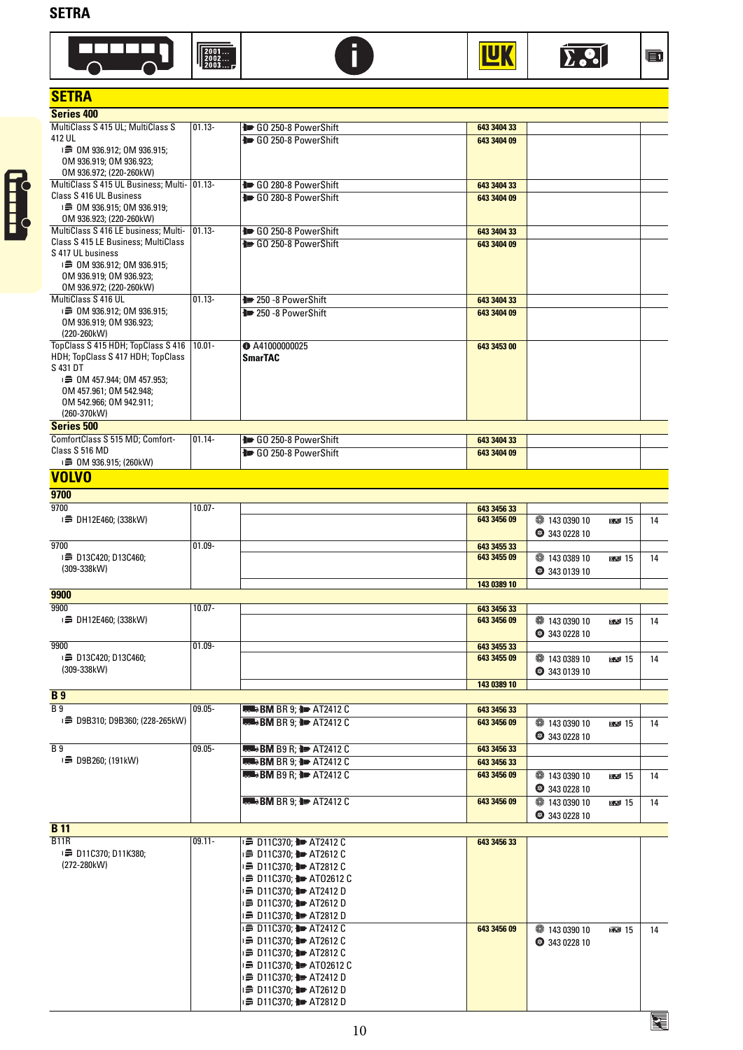# SETRA

| Vehicle | Year | Info | LuK | Components | |
|---|---|---|---|---|---|
| **SETRA** | | | | | |
| **Series 400** | | | | | |
| MultiClass S 415 UL; MultiClass S 412 UL OM 936.912; OM 936.915; OM 936.919; OM 936.923; OM 936.972; (220-260kW) | 01.13- | GO 250-8 PowerShift | 643 3404 33 | | |
| | | GO 250-8 PowerShift | 643 3404 09 | | |
| MultiClass S 415 UL Business; MultiClass S 416 UL Business OM 936.915; OM 936.919; OM 936.923; (220-260kW) | 01.13- | GO 280-8 PowerShift | 643 3404 33 | | |
| | | GO 280-8 PowerShift | 643 3404 09 | | |
| MultiClass S 416 LE business; MultiClass S 415 LE Business; MultiClass S 417 UL business OM 936.912; OM 936.915; OM 936.919; OM 936.923; OM 936.972; (220-260kW) | 01.13- | GO 250-8 PowerShift | 643 3404 33 | | |
| | | GO 250-8 PowerShift | 643 3404 09 | | |
| MultiClass S 416 UL OM 936.912; OM 936.915; OM 936.919; OM 936.923; (220-260kW) | 01.13- | 250 -8 PowerShift | 643 3404 33 | | |
| | | 250 -8 PowerShift | 643 3404 09 | | |
| TopClass S 415 HDH; TopClass S 416 HDH; TopClass S 417 HDH; TopClass S 431 DT OM 457.944; OM 457.953; OM 457.961; OM 542.948; OM 542.966; OM 942.911; (260-370kW) | 10.01- | A41000000025 **SmarTAC** | 643 3453 00 | | |
| **Series 500** | | | | | |
| ComfortClass S 515 MD; ComfortClass S 516 MD OM 936.915; (260kW) | 01.14- | GO 250-8 PowerShift | 643 3404 33 | | |
| | | GO 250-8 PowerShift | 643 3404 09 | | |

# VOLVO

| Vehicle | Year | Info | LuK | Components | | |
|---|---|---|---|---|---|---|
| **9700** | | | | | | |
| 9700 DH12E460; (338kW) | 10.07- | | 643 3456 33 | | | |
| | | | 643 3456 09 | 143 0390 10 / 343 0228 10 | 15 | 14 |
| 9700 D13C420; D13C460; (309-338kW) | 01.09- | | 643 3455 33 | | | |
| | | | 643 3455 09 | 143 0389 10 / 343 0139 10 | 15 | 14 |
| | | | 143 0389 10 | | | |
| **9900** | | | | | | |
| 9900 DH12E460; (338kW) | 10.07- | | 643 3456 33 | | | |
| | | | 643 3456 09 | 143 0390 10 / 343 0228 10 | 15 | 14 |
| 9900 D13C420; D13C460; (309-338kW) | 01.09- | | 643 3455 33 | | | |
| | | | 643 3455 09 | 143 0389 10 / 343 0139 10 | 15 | 14 |
| | | | 143 0389 10 | | | |
| **B 9** | | | | | | |
| B 9 D9B310; D9B360; (228-265kW) | 09.05- | **BM** BR 9; AT2412 C | 643 3456 33 | | | |
| | | **BM** BR 9; AT2412 C | 643 3456 09 | 143 0390 10 / 343 0228 10 | 15 | 14 |
| B 9 D9B260; (191kW) | 09.05- | **BM** B9 R; AT2412 C | 643 3456 33 | | | |
| | | **BM** BR 9; AT2412 C | 643 3456 33 | | | |
| | | **BM** B9 R; AT2412 C | 643 3456 09 | 143 0390 10 / 343 0228 10 | 15 | 14 |
| | | **BM** BR 9; AT2412 C | 643 3456 09 | 143 0390 10 / 343 0228 10 | 15 | 14 |
| **B 11** | | | | | | |
| B11R D11C370; D11K380; (272-280kW) | 09.11- | D11C370; AT2412 C / D11C370; AT2612 C / D11C370; AT2812 C / D11C370; AT02612 C / D11C370; AT2412 D / D11C370; AT2612 D / D11C370; AT2812 D | 643 3456 33 | | | |
| | | D11C370; AT2412 C / D11C370; AT2612 C / D11C370; AT2812 C / D11C370; AT02612 C / D11C370; AT2412 D / D11C370; AT2612 D / D11C370; AT2812 D | 643 3456 09 | 143 0390 10 / 343 0228 10 | 15 | 14 |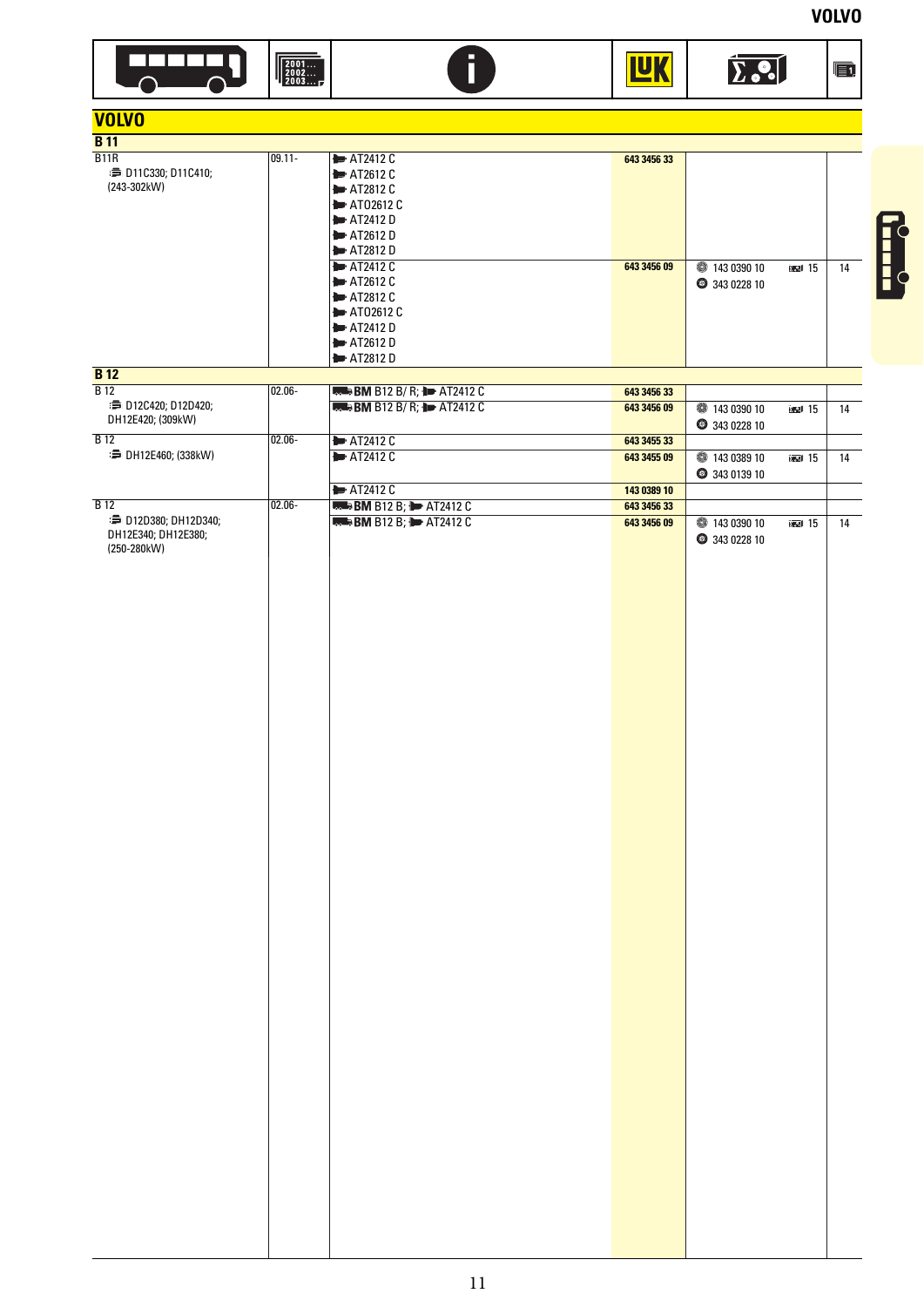## VOLVO

| Model | Year | Info | LuK | Components | | Page |
|---|---|---|---|---|---|---|
| **B 11** | | | | | | |
| B11R<br>D11C330; D11C410; (243-302kW) | 09.11- | AT2412 C<br>AT2612 C<br>AT2812 C<br>ATO2612 C<br>AT2412 D<br>AT2612 D<br>AT2812 D | 643 3456 33 | | | |
| | | AT2412 C<br>AT2612 C<br>AT2812 C<br>ATO2612 C<br>AT2412 D<br>AT2612 D<br>AT2812 D | 643 3456 09 | 143 0390 10<br>343 0228 10 | 15 | 14 |
| **B 12** | | | | | | |
| B 12<br>D12C420; D12D420; DH12E420; (309kW) | 02.06- | BM B12 B/ R; AT2412 C | 643 3456 33 | | | |
| | | BM B12 B/ R; AT2412 C | 643 3456 09 | 143 0390 10<br>343 0228 10 | 15 | 14 |
| B 12<br>DH12E460; (338kW) | 02.06- | AT2412 C | 643 3455 33 | | | |
| | | AT2412 C | 643 3455 09 | 143 0389 10<br>343 0139 10 | 15 | 14 |
| | | AT2412 C | 143 0389 10 | | | |
| B 12<br>D12D380; DH12D340; DH12E340; DH12E380; (250-280kW) | 02.06- | BM B12 B; AT2412 C | 643 3456 33 | | | |
| | | BM B12 B; AT2412 C | 643 3456 09 | 143 0390 10<br>343 0228 10 | 15 | 14 |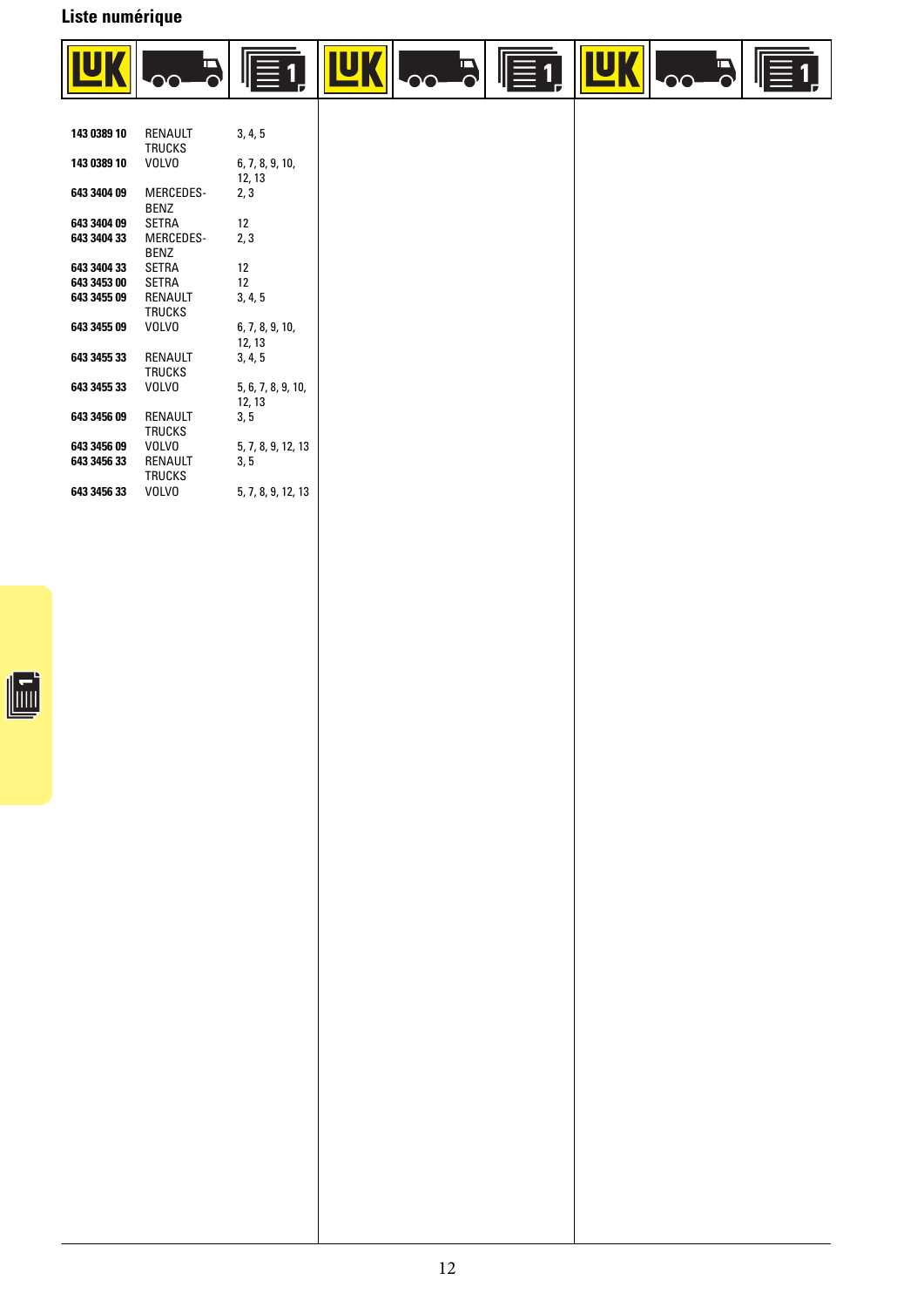## Liste numérique

| LuK | Véhicule | Page |
|---|---|---|
| **143 0389 10** | RENAULT TRUCKS | 3, 4, 5 |
| **143 0389 10** | VOLVO | 6, 7, 8, 9, 10, 12, 13 |
| **643 3404 09** | MERCEDES-BENZ | 2, 3 |
| **643 3404 09** | SETRA | 12 |
| **643 3404 33** | MERCEDES-BENZ | 2, 3 |
| **643 3404 33** | SETRA | 12 |
| **643 3453 00** | SETRA | 12 |
| **643 3455 09** | RENAULT TRUCKS | 3, 4, 5 |
| **643 3455 09** | VOLVO | 6, 7, 8, 9, 10, 12, 13 |
| **643 3455 33** | RENAULT TRUCKS | 3, 4, 5 |
| **643 3455 33** | VOLVO | 5, 6, 7, 8, 9, 10, 12, 13 |
| **643 3456 09** | RENAULT TRUCKS | 3, 5 |
| **643 3456 09** | VOLVO | 5, 7, 8, 9, 12, 13 |
| **643 3456 33** | RENAULT TRUCKS | 3, 5 |
| **643 3456 33** | VOLVO | 5, 7, 8, 9, 12, 13 |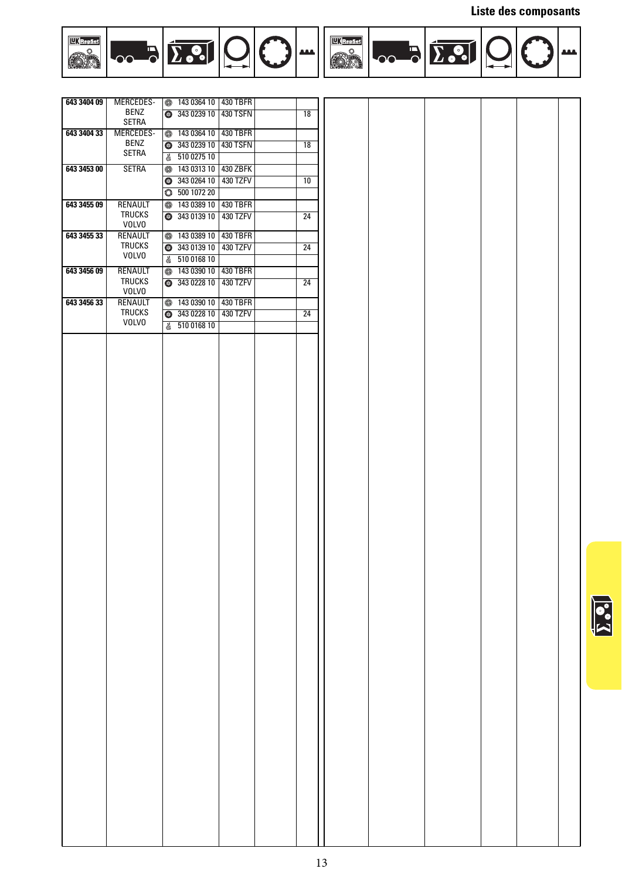# Liste des composants

| RepSet | Véhicule | Composant | Diamètre | Type | Qté |
|---|---|---|---|---|---|
| **643 3404 09** | MERCEDES-BENZ SETRA | 143 0364 10 | 430 TBFR | | |
| | | 343 0239 10 | 430 TSFN | | 18 |
| **643 3404 33** | MERCEDES-BENZ SETRA | 143 0364 10 | 430 TBFR | | |
| | | 343 0239 10 | 430 TSFN | | 18 |
| | | 510 0275 10 | | | |
| **643 3453 00** | SETRA | 143 0313 10 | 430 ZBFK | | |
| | | 343 0264 10 | 430 TZFV | | 10 |
| | | 500 1072 20 | | | |
| **643 3455 09** | RENAULT TRUCKS VOLVO | 143 0389 10 | 430 TBFR | | |
| | | 343 0139 10 | 430 TZFV | | 24 |
| **643 3455 33** | RENAULT TRUCKS VOLVO | 143 0389 10 | 430 TBFR | | |
| | | 343 0139 10 | 430 TZFV | | 24 |
| | | 510 0168 10 | | | |
| **643 3456 09** | RENAULT TRUCKS VOLVO | 143 0390 10 | 430 TBFR | | |
| | | 343 0228 10 | 430 TZFV | | 24 |
| **643 3456 33** | RENAULT TRUCKS VOLVO | 143 0390 10 | 430 TBFR | | |
| | | 343 0228 10 | 430 TZFV | | 24 |
| | | 510 0168 10 | | | |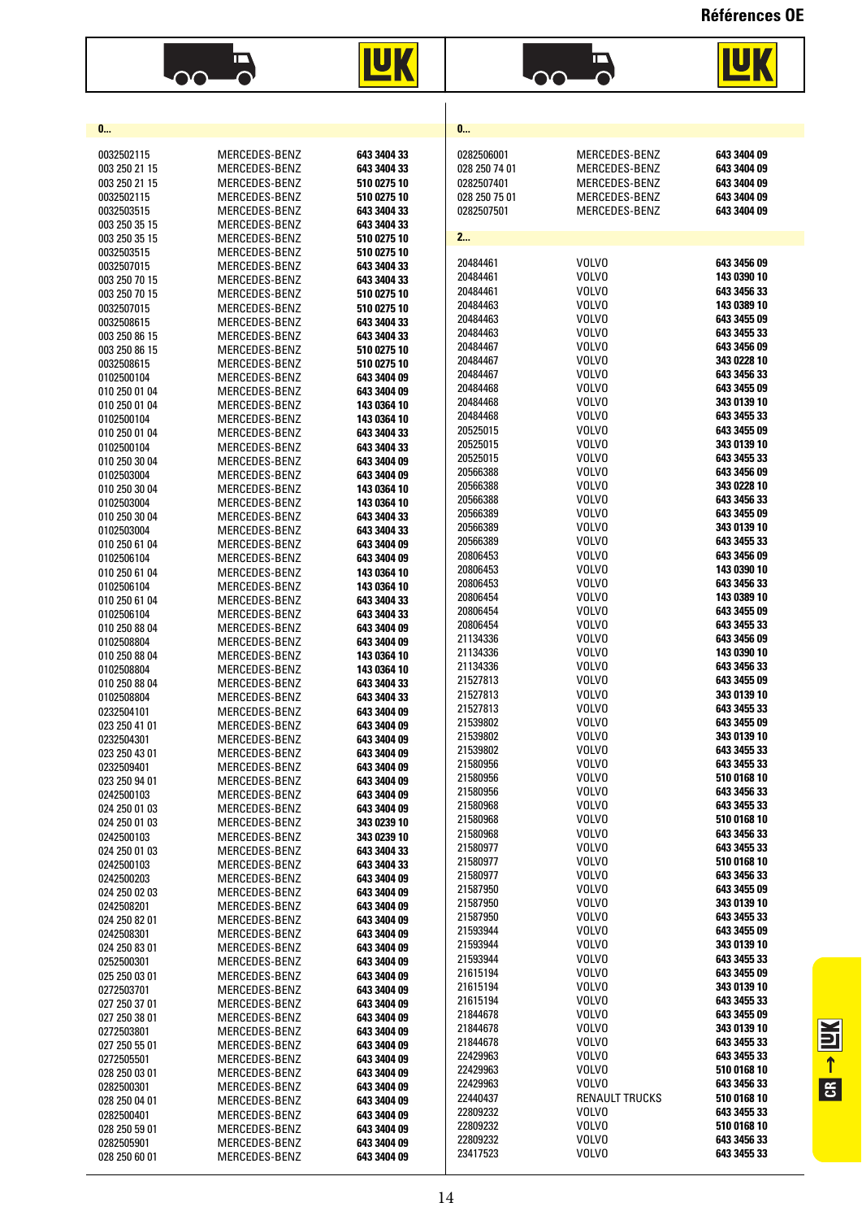## Références OE

### 0...

| | | |
|---|---|---|
| 0032502115 | MERCEDES-BENZ | **643 3404 33** |
| 003 250 21 15 | MERCEDES-BENZ | **643 3404 33** |
| 003 250 21 15 | MERCEDES-BENZ | **510 0275 10** |
| 0032502115 | MERCEDES-BENZ | **510 0275 10** |
| 0032503515 | MERCEDES-BENZ | **643 3404 33** |
| 003 250 35 15 | MERCEDES-BENZ | **643 3404 33** |
| 003 250 35 15 | MERCEDES-BENZ | **510 0275 10** |
| 0032503515 | MERCEDES-BENZ | **510 0275 10** |
| 0032507015 | MERCEDES-BENZ | **643 3404 33** |
| 003 250 70 15 | MERCEDES-BENZ | **643 3404 33** |
| 003 250 70 15 | MERCEDES-BENZ | **510 0275 10** |
| 0032507015 | MERCEDES-BENZ | **510 0275 10** |
| 0032508615 | MERCEDES-BENZ | **643 3404 33** |
| 003 250 86 15 | MERCEDES-BENZ | **643 3404 33** |
| 003 250 86 15 | MERCEDES-BENZ | **510 0275 10** |
| 0032508615 | MERCEDES-BENZ | **510 0275 10** |
| 0102500104 | MERCEDES-BENZ | **643 3404 09** |
| 010 250 01 04 | MERCEDES-BENZ | **643 3404 09** |
| 010 250 01 04 | MERCEDES-BENZ | **143 0364 10** |
| 0102500104 | MERCEDES-BENZ | **143 0364 10** |
| 010 250 01 04 | MERCEDES-BENZ | **643 3404 33** |
| 0102500104 | MERCEDES-BENZ | **643 3404 33** |
| 010 250 30 04 | MERCEDES-BENZ | **643 3404 09** |
| 0102503004 | MERCEDES-BENZ | **643 3404 09** |
| 010 250 30 04 | MERCEDES-BENZ | **143 0364 10** |
| 0102503004 | MERCEDES-BENZ | **143 0364 10** |
| 010 250 30 04 | MERCEDES-BENZ | **643 3404 33** |
| 0102503004 | MERCEDES-BENZ | **643 3404 33** |
| 010 250 61 04 | MERCEDES-BENZ | **643 3404 09** |
| 0102506104 | MERCEDES-BENZ | **643 3404 09** |
| 010 250 61 04 | MERCEDES-BENZ | **143 0364 10** |
| 0102506104 | MERCEDES-BENZ | **143 0364 10** |
| 010 250 61 04 | MERCEDES-BENZ | **643 3404 33** |
| 0102506104 | MERCEDES-BENZ | **643 3404 33** |
| 010 250 88 04 | MERCEDES-BENZ | **643 3404 09** |
| 0102508804 | MERCEDES-BENZ | **643 3404 09** |
| 010 250 88 04 | MERCEDES-BENZ | **143 0364 10** |
| 0102508804 | MERCEDES-BENZ | **143 0364 10** |
| 010 250 88 04 | MERCEDES-BENZ | **643 3404 33** |
| 0102508804 | MERCEDES-BENZ | **643 3404 33** |
| 0232504101 | MERCEDES-BENZ | **643 3404 09** |
| 023 250 41 01 | MERCEDES-BENZ | **643 3404 09** |
| 0232504301 | MERCEDES-BENZ | **643 3404 09** |
| 023 250 43 01 | MERCEDES-BENZ | **643 3404 09** |
| 0232509401 | MERCEDES-BENZ | **643 3404 09** |
| 023 250 94 01 | MERCEDES-BENZ | **643 3404 09** |
| 0242500103 | MERCEDES-BENZ | **643 3404 09** |
| 024 250 01 03 | MERCEDES-BENZ | **643 3404 09** |
| 024 250 01 03 | MERCEDES-BENZ | **343 0239 10** |
| 0242500103 | MERCEDES-BENZ | **343 0239 10** |
| 024 250 01 03 | MERCEDES-BENZ | **643 3404 33** |
| 0242500103 | MERCEDES-BENZ | **643 3404 33** |
| 0242500203 | MERCEDES-BENZ | **643 3404 09** |
| 024 250 02 03 | MERCEDES-BENZ | **643 3404 09** |
| 0242508201 | MERCEDES-BENZ | **643 3404 09** |
| 024 250 82 01 | MERCEDES-BENZ | **643 3404 09** |
| 0242508301 | MERCEDES-BENZ | **643 3404 09** |
| 024 250 83 01 | MERCEDES-BENZ | **643 3404 09** |
| 0252500301 | MERCEDES-BENZ | **643 3404 09** |
| 025 250 03 01 | MERCEDES-BENZ | **643 3404 09** |
| 0272503701 | MERCEDES-BENZ | **643 3404 09** |
| 027 250 37 01 | MERCEDES-BENZ | **643 3404 09** |
| 027 250 38 01 | MERCEDES-BENZ | **643 3404 09** |
| 0272503801 | MERCEDES-BENZ | **643 3404 09** |
| 027 250 55 01 | MERCEDES-BENZ | **643 3404 09** |
| 0272505501 | MERCEDES-BENZ | **643 3404 09** |
| 028 250 03 01 | MERCEDES-BENZ | **643 3404 09** |
| 0282500301 | MERCEDES-BENZ | **643 3404 09** |
| 028 250 04 01 | MERCEDES-BENZ | **643 3404 09** |
| 0282500401 | MERCEDES-BENZ | **643 3404 09** |
| 028 250 59 01 | MERCEDES-BENZ | **643 3404 09** |
| 0282505901 | MERCEDES-BENZ | **643 3404 09** |
| 028 250 60 01 | MERCEDES-BENZ | **643 3404 09** |
| 0282506001 | MERCEDES-BENZ | **643 3404 09** |
| 028 250 74 01 | MERCEDES-BENZ | **643 3404 09** |
| 0282507401 | MERCEDES-BENZ | **643 3404 09** |
| 028 250 75 01 | MERCEDES-BENZ | **643 3404 09** |
| 0282507501 | MERCEDES-BENZ | **643 3404 09** |

### 2...

| | | |
|---|---|---|
| 20484461 | VOLVO | **643 3456 09** |
| 20484461 | VOLVO | **143 0390 10** |
| 20484461 | VOLVO | **643 3456 33** |
| 20484463 | VOLVO | **143 0389 10** |
| 20484463 | VOLVO | **643 3455 09** |
| 20484463 | VOLVO | **643 3455 33** |
| 20484467 | VOLVO | **643 3456 09** |
| 20484467 | VOLVO | **343 0228 10** |
| 20484467 | VOLVO | **643 3456 33** |
| 20484468 | VOLVO | **643 3455 09** |
| 20484468 | VOLVO | **343 0139 10** |
| 20484468 | VOLVO | **643 3455 33** |
| 20525015 | VOLVO | **643 3455 09** |
| 20525015 | VOLVO | **343 0139 10** |
| 20525015 | VOLVO | **643 3455 33** |
| 20566388 | VOLVO | **643 3456 09** |
| 20566388 | VOLVO | **343 0228 10** |
| 20566388 | VOLVO | **643 3456 33** |
| 20566389 | VOLVO | **643 3455 09** |
| 20566389 | VOLVO | **343 0139 10** |
| 20566389 | VOLVO | **643 3455 33** |
| 20806453 | VOLVO | **643 3456 09** |
| 20806453 | VOLVO | **143 0390 10** |
| 20806453 | VOLVO | **643 3456 33** |
| 20806454 | VOLVO | **143 0389 10** |
| 20806454 | VOLVO | **643 3455 09** |
| 20806454 | VOLVO | **643 3455 33** |
| 21134336 | VOLVO | **643 3456 09** |
| 21134336 | VOLVO | **143 0390 10** |
| 21134336 | VOLVO | **643 3456 33** |
| 21527813 | VOLVO | **643 3455 09** |
| 21527813 | VOLVO | **343 0139 10** |
| 21527813 | VOLVO | **643 3455 33** |
| 21539802 | VOLVO | **643 3455 09** |
| 21539802 | VOLVO | **343 0139 10** |
| 21539802 | VOLVO | **643 3455 33** |
| 21580956 | VOLVO | **643 3455 33** |
| 21580956 | VOLVO | **510 0168 10** |
| 21580956 | VOLVO | **643 3456 33** |
| 21580968 | VOLVO | **643 3455 33** |
| 21580968 | VOLVO | **510 0168 10** |
| 21580968 | VOLVO | **643 3456 33** |
| 21580977 | VOLVO | **643 3455 33** |
| 21580977 | VOLVO | **510 0168 10** |
| 21580977 | VOLVO | **643 3456 33** |
| 21587950 | VOLVO | **643 3455 09** |
| 21587950 | VOLVO | **343 0139 10** |
| 21587950 | VOLVO | **643 3455 33** |
| 21593944 | VOLVO | **643 3455 09** |
| 21593944 | VOLVO | **343 0139 10** |
| 21593944 | VOLVO | **643 3455 33** |
| 21615194 | VOLVO | **643 3455 09** |
| 21615194 | VOLVO | **343 0139 10** |
| 21615194 | VOLVO | **643 3455 33** |
| 21844678 | VOLVO | **643 3455 09** |
| 21844678 | VOLVO | **343 0139 10** |
| 21844678 | VOLVO | **643 3455 33** |
| 22429963 | VOLVO | **643 3455 33** |
| 22429963 | VOLVO | **510 0168 10** |
| 22429963 | VOLVO | **643 3456 33** |
| 22440437 | RENAULT TRUCKS | **510 0168 10** |
| 22809232 | VOLVO | **643 3455 33** |
| 22809232 | VOLVO | **510 0168 10** |
| 22809232 | VOLVO | **643 3456 33** |
| 23417523 | VOLVO | **643 3455 33** |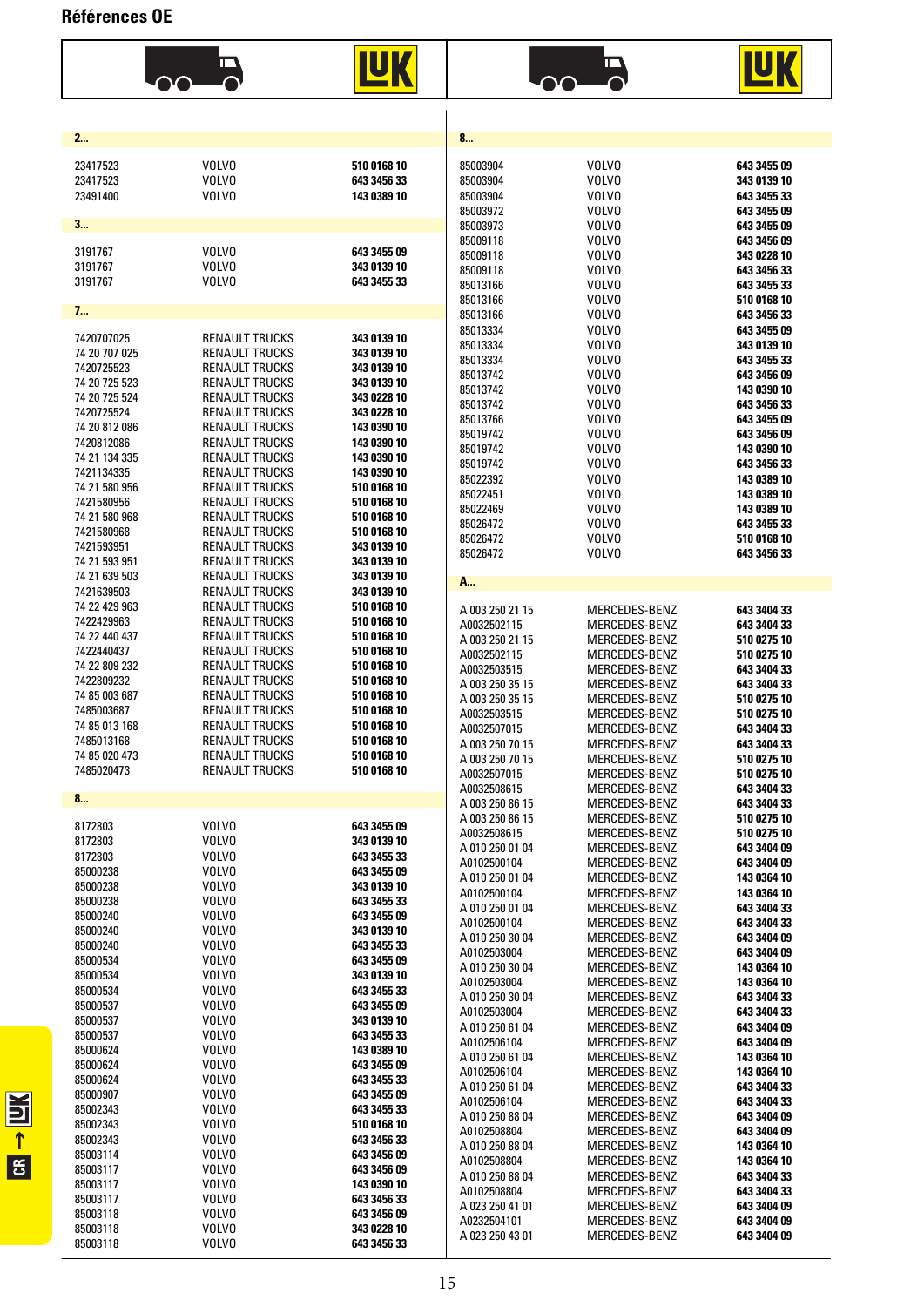# Références OE

| OE | | LuK |
|---|---|---|
| **2...** | | |
| 23417523 | VOLVO | 510 0168 10 |
| 23417523 | VOLVO | 643 3456 33 |
| 23491400 | VOLVO | 143 0389 10 |
| **3...** | | |
| 3191767 | VOLVO | 643 3455 09 |
| 3191767 | VOLVO | 343 0139 10 |
| 3191767 | VOLVO | 643 3455 33 |
| **7...** | | |
| 7420707025 | RENAULT TRUCKS | 343 0139 10 |
| 74 20 707 025 | RENAULT TRUCKS | 343 0139 10 |
| 7420725523 | RENAULT TRUCKS | 343 0139 10 |
| 74 20 725 523 | RENAULT TRUCKS | 343 0139 10 |
| 74 20 725 524 | RENAULT TRUCKS | 343 0228 10 |
| 7420725524 | RENAULT TRUCKS | 343 0228 10 |
| 74 20 812 086 | RENAULT TRUCKS | 143 0390 10 |
| 7420812086 | RENAULT TRUCKS | 143 0390 10 |
| 74 21 134 335 | RENAULT TRUCKS | 143 0390 10 |
| 7421134335 | RENAULT TRUCKS | 143 0390 10 |
| 74 21 580 956 | RENAULT TRUCKS | 510 0168 10 |
| 7421580956 | RENAULT TRUCKS | 510 0168 10 |
| 74 21 580 968 | RENAULT TRUCKS | 510 0168 10 |
| 7421580968 | RENAULT TRUCKS | 510 0168 10 |
| 7421593951 | RENAULT TRUCKS | 343 0139 10 |
| 74 21 593 951 | RENAULT TRUCKS | 343 0139 10 |
| 74 21 639 503 | RENAULT TRUCKS | 343 0139 10 |
| 7421639503 | RENAULT TRUCKS | 343 0139 10 |
| 74 22 429 963 | RENAULT TRUCKS | 510 0168 10 |
| 7422429963 | RENAULT TRUCKS | 510 0168 10 |
| 74 22 440 437 | RENAULT TRUCKS | 510 0168 10 |
| 7422440437 | RENAULT TRUCKS | 510 0168 10 |
| 74 22 809 232 | RENAULT TRUCKS | 510 0168 10 |
| 7422809232 | RENAULT TRUCKS | 510 0168 10 |
| 74 85 003 687 | RENAULT TRUCKS | 510 0168 10 |
| 7485003687 | RENAULT TRUCKS | 510 0168 10 |
| 74 85 013 168 | RENAULT TRUCKS | 510 0168 10 |
| 7485013168 | RENAULT TRUCKS | 510 0168 10 |
| 74 85 020 473 | RENAULT TRUCKS | 510 0168 10 |
| 7485020473 | RENAULT TRUCKS | 510 0168 10 |
| **8...** | | |
| 8172803 | VOLVO | 643 3455 09 |
| 8172803 | VOLVO | 343 0139 10 |
| 8172803 | VOLVO | 643 3455 33 |
| 85000238 | VOLVO | 643 3455 09 |
| 85000238 | VOLVO | 343 0139 10 |
| 85000238 | VOLVO | 643 3455 33 |
| 85000240 | VOLVO | 643 3455 09 |
| 85000240 | VOLVO | 343 0139 10 |
| 85000240 | VOLVO | 643 3455 33 |
| 85000534 | VOLVO | 643 3455 09 |
| 85000534 | VOLVO | 343 0139 10 |
| 85000534 | VOLVO | 643 3455 33 |
| 85000537 | VOLVO | 643 3455 09 |
| 85000537 | VOLVO | 343 0139 10 |
| 85000537 | VOLVO | 643 3455 33 |
| 85000624 | VOLVO | 143 0389 10 |
| 85000624 | VOLVO | 643 3455 09 |
| 85000624 | VOLVO | 643 3455 33 |
| 85000907 | VOLVO | 643 3455 09 |
| 85002343 | VOLVO | 643 3455 33 |
| 85002343 | VOLVO | 510 0168 10 |
| 85002343 | VOLVO | 643 3456 33 |
| 85003114 | VOLVO | 643 3456 09 |
| 85003117 | VOLVO | 643 3456 09 |
| 85003117 | VOLVO | 143 0390 10 |
| 85003117 | VOLVO | 643 3456 33 |
| 85003118 | VOLVO | 643 3456 09 |
| 85003118 | VOLVO | 343 0228 10 |
| 85003118 | VOLVO | 643 3456 33 |
| 85003904 | VOLVO | 643 3455 09 |
| 85003904 | VOLVO | 343 0139 10 |
| 85003904 | VOLVO | 643 3455 33 |
| 85003972 | VOLVO | 643 3455 09 |
| 85003973 | VOLVO | 643 3455 09 |
| 85009118 | VOLVO | 643 3456 09 |
| 85009118 | VOLVO | 343 0228 10 |
| 85009118 | VOLVO | 643 3456 33 |
| 85013166 | VOLVO | 643 3455 33 |
| 85013166 | VOLVO | 510 0168 10 |
| 85013166 | VOLVO | 643 3456 33 |
| 85013334 | VOLVO | 643 3455 09 |
| 85013334 | VOLVO | 343 0139 10 |
| 85013334 | VOLVO | 643 3455 33 |
| 85013742 | VOLVO | 643 3456 09 |
| 85013742 | VOLVO | 143 0390 10 |
| 85013742 | VOLVO | 643 3456 33 |
| 85013766 | VOLVO | 643 3455 09 |
| 85019742 | VOLVO | 643 3456 09 |
| 85019742 | VOLVO | 143 0390 10 |
| 85019742 | VOLVO | 643 3456 33 |
| 85022392 | VOLVO | 143 0389 10 |
| 85022451 | VOLVO | 143 0389 10 |
| 85022469 | VOLVO | 143 0389 10 |
| 85026472 | VOLVO | 643 3455 33 |
| 85026472 | VOLVO | 510 0168 10 |
| 85026472 | VOLVO | 643 3456 33 |
| **A...** | | |
| A 003 250 21 15 | MERCEDES-BENZ | 643 3404 33 |
| A0032502115 | MERCEDES-BENZ | 643 3404 33 |
| A 003 250 21 15 | MERCEDES-BENZ | 510 0275 10 |
| A0032502115 | MERCEDES-BENZ | 510 0275 10 |
| A0032503515 | MERCEDES-BENZ | 643 3404 33 |
| A 003 250 35 15 | MERCEDES-BENZ | 643 3404 33 |
| A 003 250 35 15 | MERCEDES-BENZ | 510 0275 10 |
| A0032503515 | MERCEDES-BENZ | 510 0275 10 |
| A0032507015 | MERCEDES-BENZ | 643 3404 33 |
| A 003 250 70 15 | MERCEDES-BENZ | 643 3404 33 |
| A 003 250 70 15 | MERCEDES-BENZ | 510 0275 10 |
| A0032507015 | MERCEDES-BENZ | 510 0275 10 |
| A0032508615 | MERCEDES-BENZ | 643 3404 33 |
| A 003 250 86 15 | MERCEDES-BENZ | 643 3404 33 |
| A 003 250 86 15 | MERCEDES-BENZ | 510 0275 10 |
| A0032508615 | MERCEDES-BENZ | 510 0275 10 |
| A 010 250 01 04 | MERCEDES-BENZ | 643 3404 09 |
| A0102500104 | MERCEDES-BENZ | 643 3404 09 |
| A 010 250 01 04 | MERCEDES-BENZ | 143 0364 10 |
| A0102500104 | MERCEDES-BENZ | 143 0364 10 |
| A 010 250 01 04 | MERCEDES-BENZ | 643 3404 33 |
| A0102500104 | MERCEDES-BENZ | 643 3404 33 |
| A 010 250 30 04 | MERCEDES-BENZ | 643 3404 09 |
| A0102503004 | MERCEDES-BENZ | 643 3404 09 |
| A 010 250 30 04 | MERCEDES-BENZ | 143 0364 10 |
| A0102503004 | MERCEDES-BENZ | 143 0364 10 |
| A 010 250 30 04 | MERCEDES-BENZ | 643 3404 33 |
| A0102503004 | MERCEDES-BENZ | 643 3404 33 |
| A 010 250 61 04 | MERCEDES-BENZ | 643 3404 09 |
| A0102506104 | MERCEDES-BENZ | 643 3404 09 |
| A 010 250 61 04 | MERCEDES-BENZ | 143 0364 10 |
| A0102506104 | MERCEDES-BENZ | 143 0364 10 |
| A 010 250 61 04 | MERCEDES-BENZ | 643 3404 33 |
| A0102506104 | MERCEDES-BENZ | 643 3404 33 |
| A 010 250 88 04 | MERCEDES-BENZ | 643 3404 09 |
| A0102508804 | MERCEDES-BENZ | 643 3404 09 |
| A 010 250 88 04 | MERCEDES-BENZ | 143 0364 10 |
| A0102508804 | MERCEDES-BENZ | 143 0364 10 |
| A 010 250 88 04 | MERCEDES-BENZ | 643 3404 33 |
| A0102508804 | MERCEDES-BENZ | 643 3404 33 |
| A 023 250 41 01 | MERCEDES-BENZ | 643 3404 09 |
| A0232504101 | MERCEDES-BENZ | 643 3404 09 |
| A 023 250 43 01 | MERCEDES-BENZ | 643 3404 09 |

CR → LuK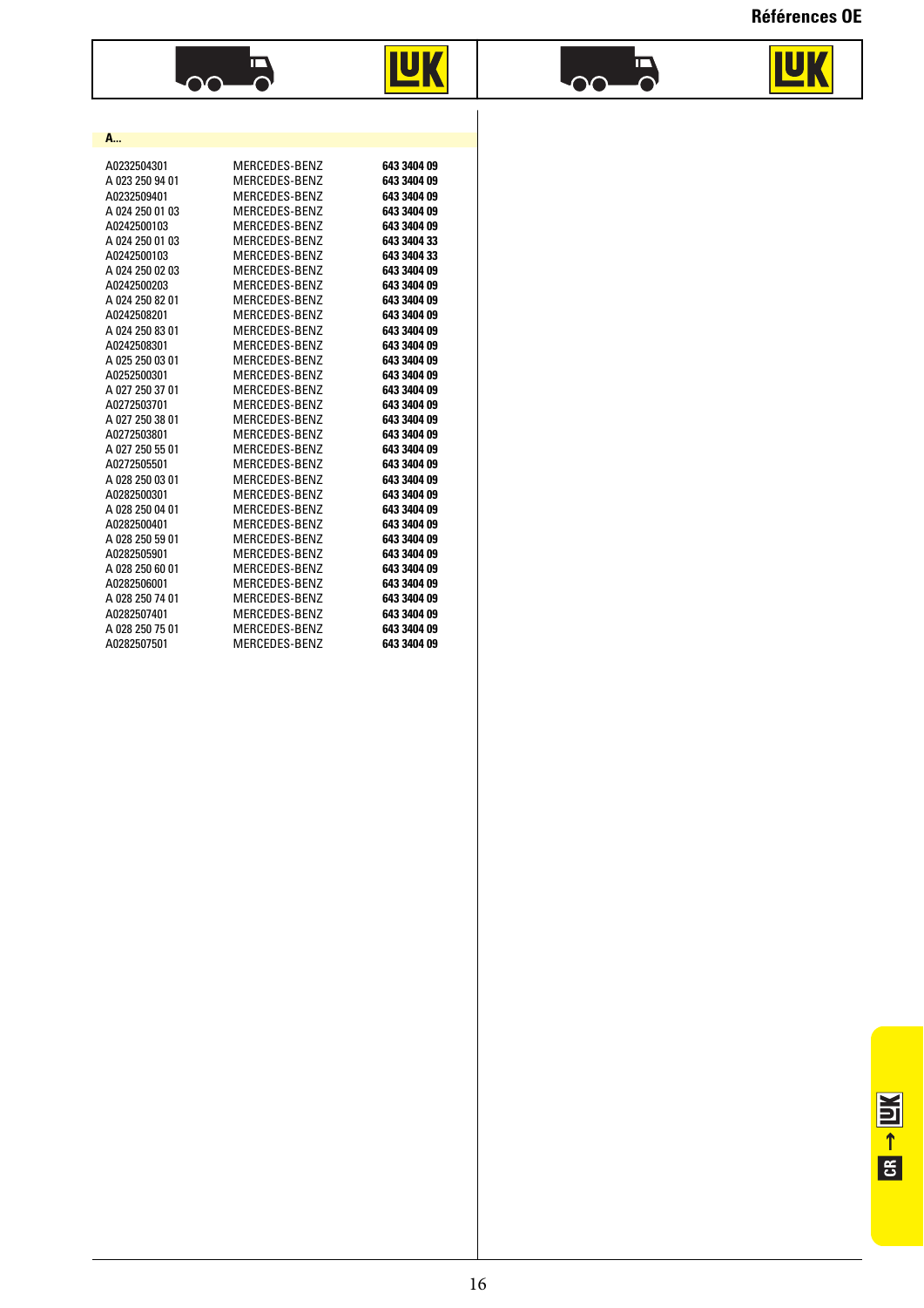**A...**

| | | |
|---|---|---|
| A0232504301 | MERCEDES-BENZ | **643 3404 09** |
| A 023 250 94 01 | MERCEDES-BENZ | **643 3404 09** |
| A0232509401 | MERCEDES-BENZ | **643 3404 09** |
| A 024 250 01 03 | MERCEDES-BENZ | **643 3404 09** |
| A0242500103 | MERCEDES-BENZ | **643 3404 09** |
| A 024 250 01 03 | MERCEDES-BENZ | **643 3404 33** |
| A0242500103 | MERCEDES-BENZ | **643 3404 33** |
| A 024 250 02 03 | MERCEDES-BENZ | **643 3404 09** |
| A0242500203 | MERCEDES-BENZ | **643 3404 09** |
| A 024 250 82 01 | MERCEDES-BENZ | **643 3404 09** |
| A0242508201 | MERCEDES-BENZ | **643 3404 09** |
| A 024 250 83 01 | MERCEDES-BENZ | **643 3404 09** |
| A0242508301 | MERCEDES-BENZ | **643 3404 09** |
| A 025 250 03 01 | MERCEDES-BENZ | **643 3404 09** |
| A0252500301 | MERCEDES-BENZ | **643 3404 09** |
| A 027 250 37 01 | MERCEDES-BENZ | **643 3404 09** |
| A0272503701 | MERCEDES-BENZ | **643 3404 09** |
| A 027 250 38 01 | MERCEDES-BENZ | **643 3404 09** |
| A0272503801 | MERCEDES-BENZ | **643 3404 09** |
| A 027 250 55 01 | MERCEDES-BENZ | **643 3404 09** |
| A0272505501 | MERCEDES-BENZ | **643 3404 09** |
| A 028 250 03 01 | MERCEDES-BENZ | **643 3404 09** |
| A0282500301 | MERCEDES-BENZ | **643 3404 09** |
| A 028 250 04 01 | MERCEDES-BENZ | **643 3404 09** |
| A0282500401 | MERCEDES-BENZ | **643 3404 09** |
| A 028 250 59 01 | MERCEDES-BENZ | **643 3404 09** |
| A0282505901 | MERCEDES-BENZ | **643 3404 09** |
| A 028 250 60 01 | MERCEDES-BENZ | **643 3404 09** |
| A0282506001 | MERCEDES-BENZ | **643 3404 09** |
| A 028 250 74 01 | MERCEDES-BENZ | **643 3404 09** |
| A0282507401 | MERCEDES-BENZ | **643 3404 09** |
| A 028 250 75 01 | MERCEDES-BENZ | **643 3404 09** |
| A0282507501 | MERCEDES-BENZ | **643 3404 09** |